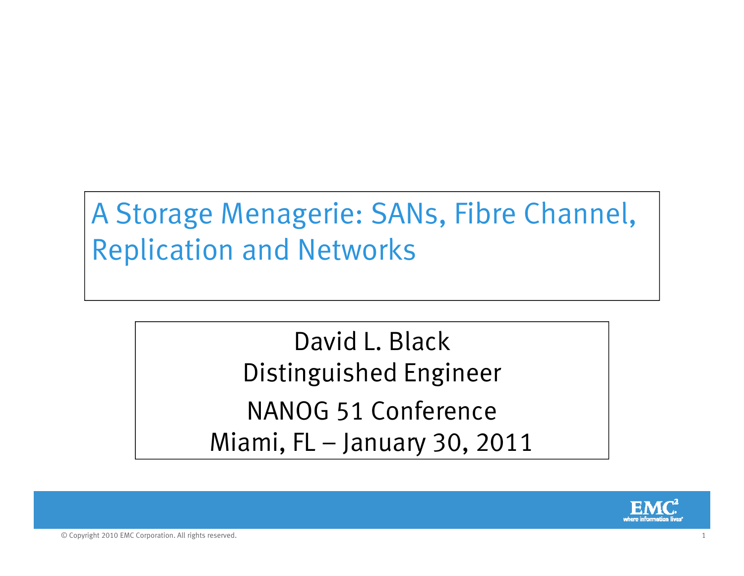# A Storage Menagerie: SANs, Fibre Channel, Replication and Networks

David L. Black
Distinguished Engineer

NANOG 51 Conference
Miami, FL – January 30, 2011

© Copyright 2010 EMC Corporation. All rights reserved.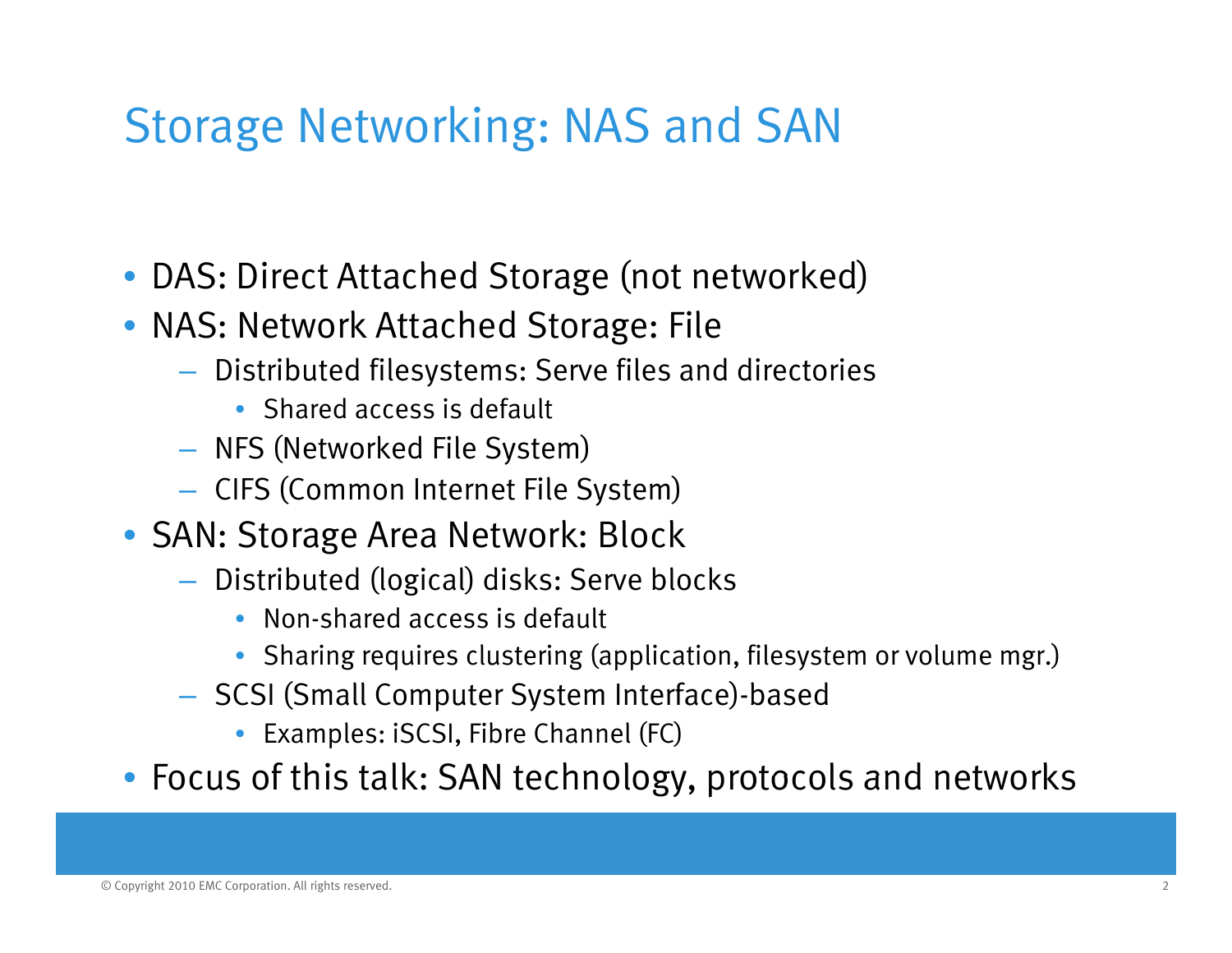# Storage Networking: NAS and SAN

- DAS: Direct Attached Storage (not networked)
- NAS: Network Attached Storage: File
  - Distributed filesystems: Serve files and directories
    - Shared access is default
  - NFS (Networked File System)
  - CIFS (Common Internet File System)
- SAN: Storage Area Network: Block
  - Distributed (logical) disks: Serve blocks
    - Non-shared access is default
    - Sharing requires clustering (application, filesystem or volume mgr.)
  - SCSI (Small Computer System Interface)-based
    - Examples: iSCSI, Fibre Channel (FC)
- Focus of this talk: SAN technology, protocols and networks

© Copyright 2010 EMC Corporation. All rights reserved.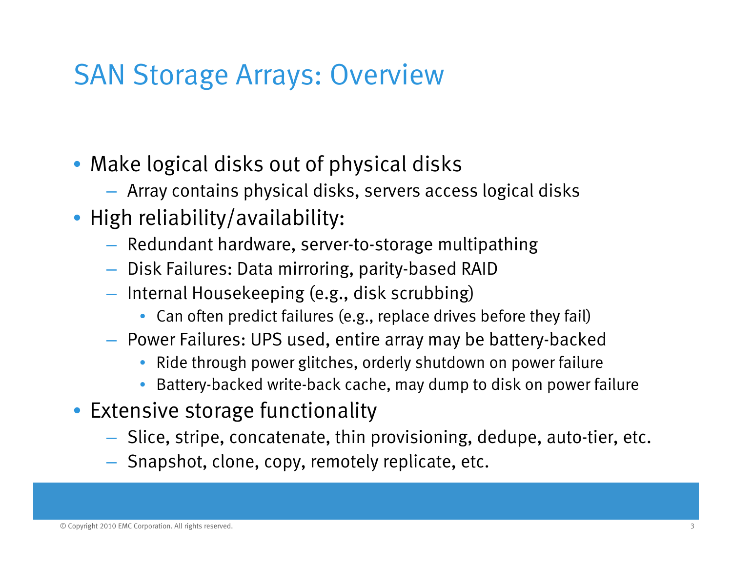# SAN Storage Arrays: Overview

- Make logical disks out of physical disks
  - Array contains physical disks, servers access logical disks
- High reliability/availability:
  - Redundant hardware, server-to-storage multipathing
  - Disk Failures: Data mirroring, parity-based RAID
  - Internal Housekeeping (e.g., disk scrubbing)
    - Can often predict failures (e.g., replace drives before they fail)
  - Power Failures: UPS used, entire array may be battery-backed
    - Ride through power glitches, orderly shutdown on power failure
    - Battery-backed write-back cache, may dump to disk on power failure
- Extensive storage functionality
  - Slice, stripe, concatenate, thin provisioning, dedupe, auto-tier, etc.
  - Snapshot, clone, copy, remotely replicate, etc.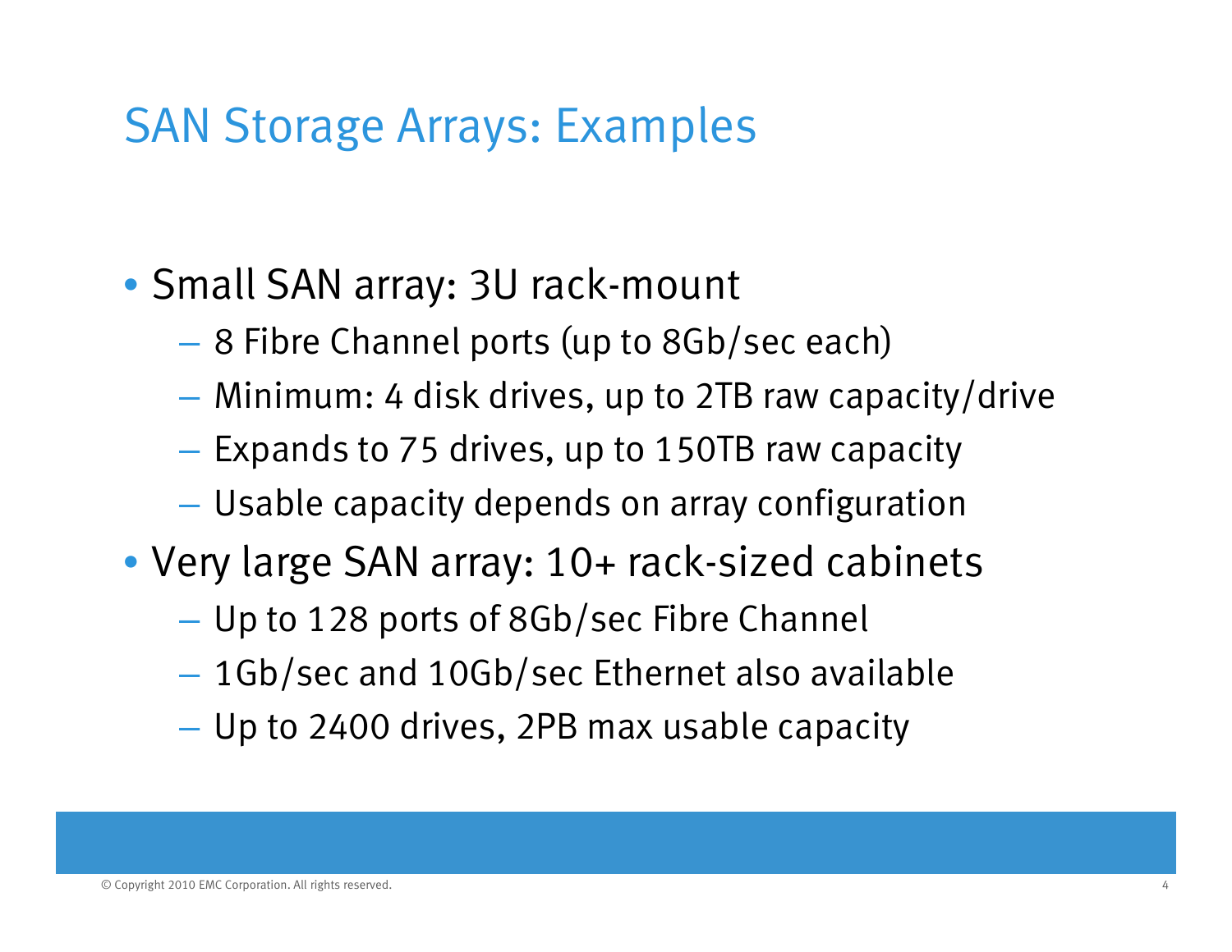# SAN Storage Arrays: Examples

- Small SAN array: 3U rack-mount
  - 8 Fibre Channel ports (up to 8Gb/sec each)
  - Minimum: 4 disk drives, up to 2TB raw capacity/drive
  - Expands to 75 drives, up to 150TB raw capacity
  - Usable capacity depends on array configuration
- Very large SAN array: 10+ rack-sized cabinets
  - Up to 128 ports of 8Gb/sec Fibre Channel
  - 1Gb/sec and 10Gb/sec Ethernet also available
  - Up to 2400 drives, 2PB max usable capacity

© Copyright 2010 EMC Corporation. All rights reserved.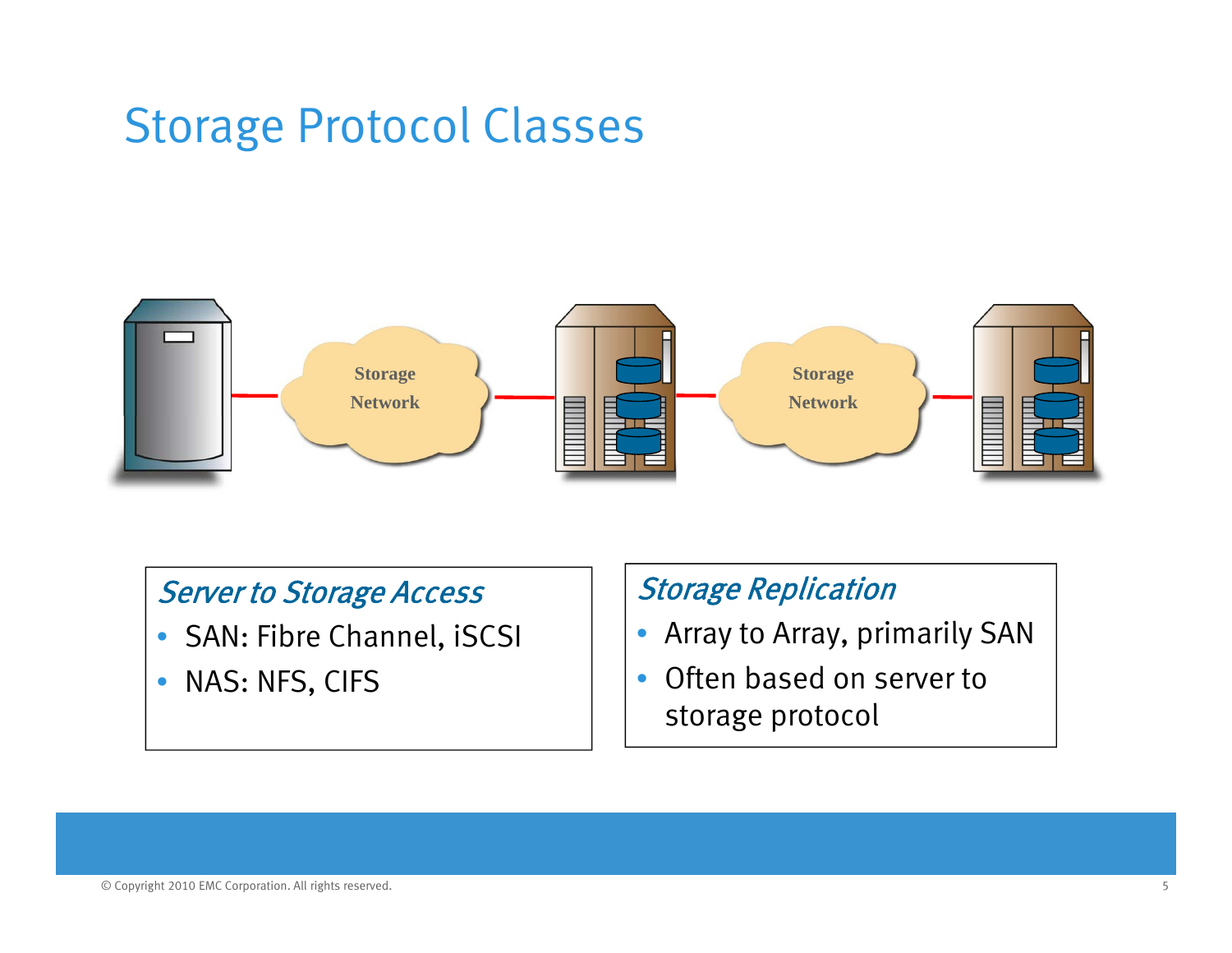# Storage Protocol Classes

Storage Network

Storage Network

*Server to Storage Access*

- SAN: Fibre Channel, iSCSI
- NAS: NFS, CIFS

*Storage Replication*

- Array to Array, primarily SAN
- Often based on server to storage protocol

© Copyright 2010 EMC Corporation. All rights reserved.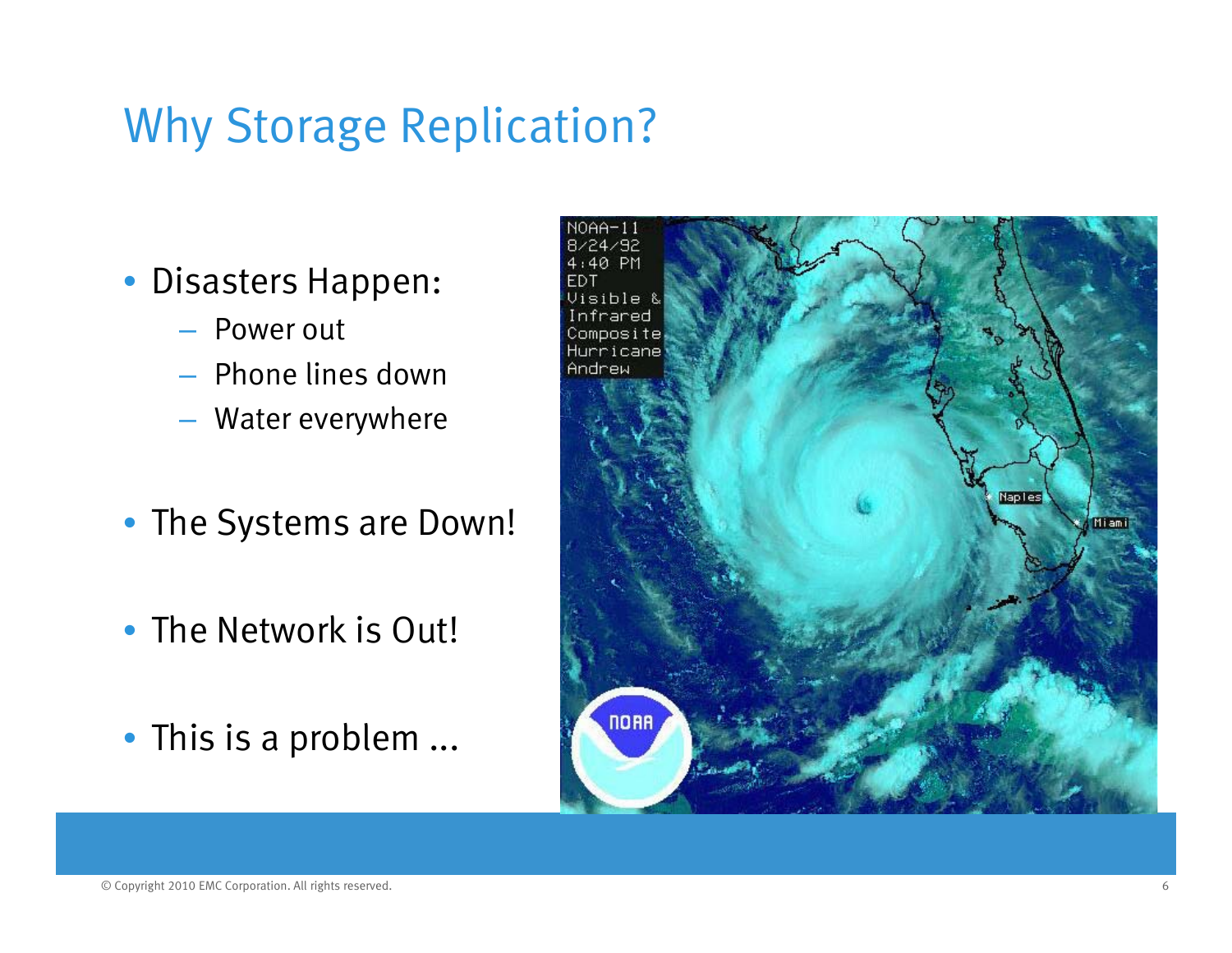# Why Storage Replication?

- Disasters Happen:
  - Power out
  - Phone lines down
  - Water everywhere
- The Systems are Down!
- The Network is Out!
- This is a problem ...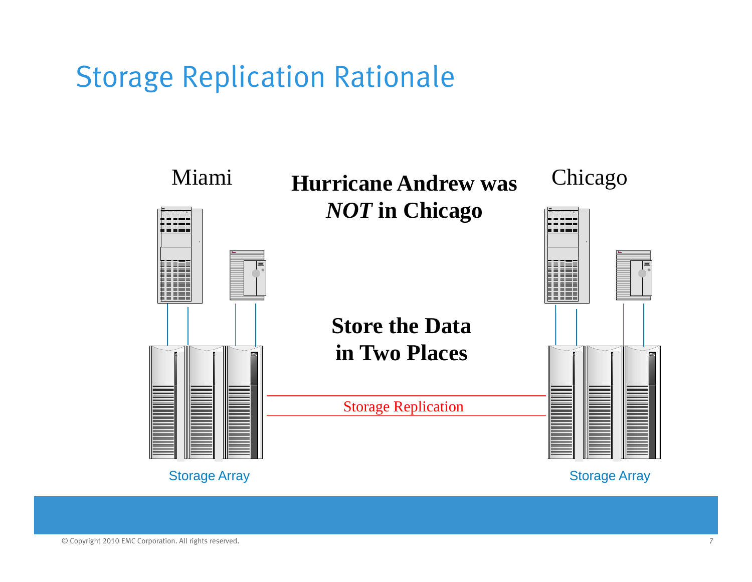# Storage Replication Rationale

Miami

**Hurricane Andrew was *NOT* in Chicago**

Chicago

**Store the Data in Two Places**

Storage Replication

Storage Array

Storage Array

© Copyright 2010 EMC Corporation. All rights reserved.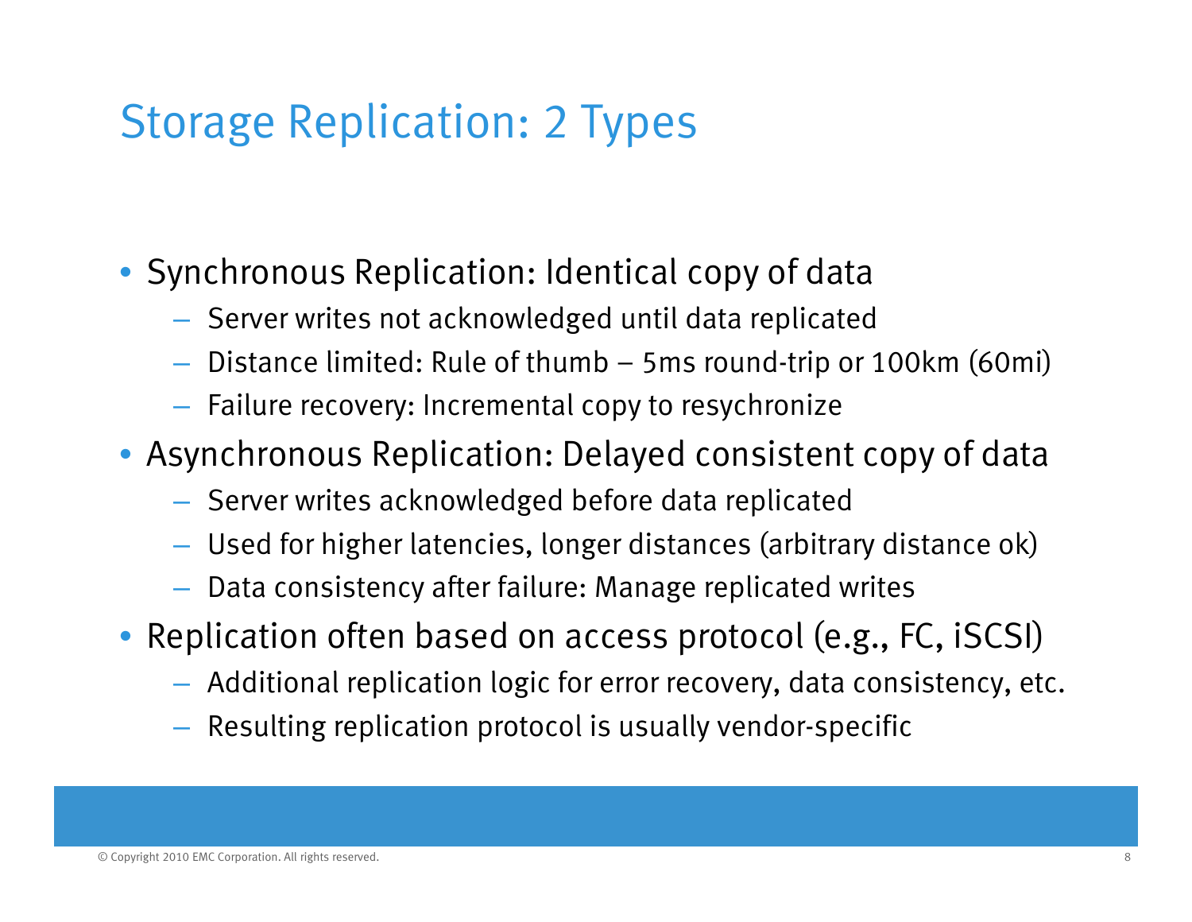# Storage Replication: 2 Types

- Synchronous Replication: Identical copy of data
  - Server writes not acknowledged until data replicated
  - Distance limited: Rule of thumb – 5ms round-trip or 100km (60mi)
  - Failure recovery: Incremental copy to resychronize
- Asynchronous Replication: Delayed consistent copy of data
  - Server writes acknowledged before data replicated
  - Used for higher latencies, longer distances (arbitrary distance ok)
  - Data consistency after failure: Manage replicated writes
- Replication often based on access protocol (e.g., FC, iSCSI)
  - Additional replication logic for error recovery, data consistency, etc.
  - Resulting replication protocol is usually vendor-specific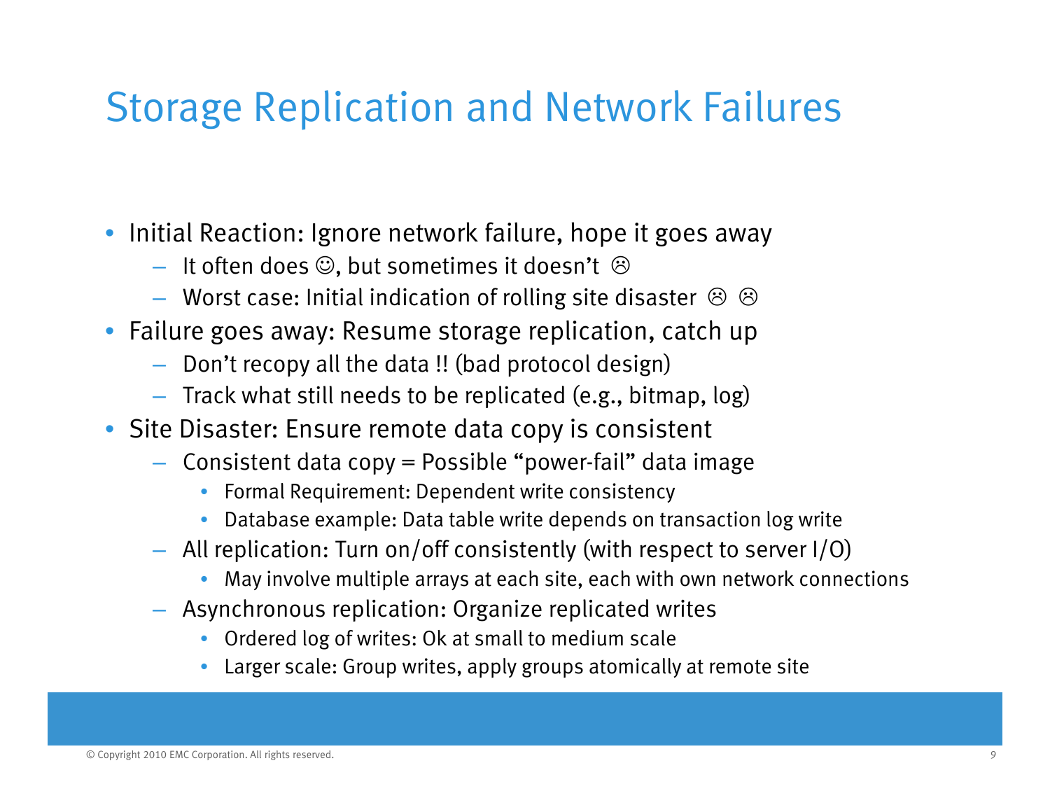# Storage Replication and Network Failures

- Initial Reaction: Ignore network failure, hope it goes away
  - It often does ☺, but sometimes it doesn't ☹
  - Worst case: Initial indication of rolling site disaster ☹ ☹
- Failure goes away: Resume storage replication, catch up
  - Don't recopy all the data !! (bad protocol design)
  - Track what still needs to be replicated (e.g., bitmap, log)
- Site Disaster: Ensure remote data copy is consistent
  - Consistent data copy = Possible "power-fail" data image
    - Formal Requirement: Dependent write consistency
    - Database example: Data table write depends on transaction log write
  - All replication: Turn on/off consistently (with respect to server I/O)
    - May involve multiple arrays at each site, each with own network connections
  - Asynchronous replication: Organize replicated writes
    - Ordered log of writes: Ok at small to medium scale
    - Larger scale: Group writes, apply groups atomically at remote site

© Copyright 2010 EMC Corporation. All rights reserved.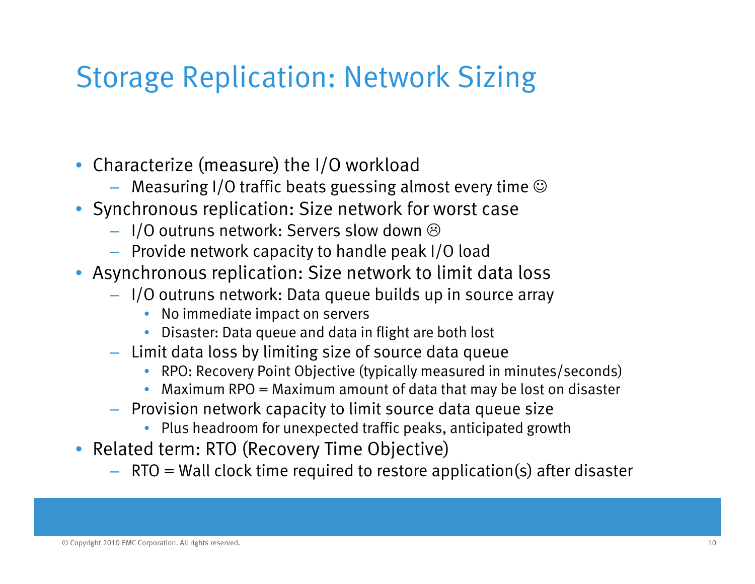# Storage Replication: Network Sizing

- Characterize (measure) the I/O workload
  - Measuring I/O traffic beats guessing almost every time ☺
- Synchronous replication: Size network for worst case
  - I/O outruns network: Servers slow down ☹
  - Provide network capacity to handle peak I/O load
- Asynchronous replication: Size network to limit data loss
  - I/O outruns network: Data queue builds up in source array
    - No immediate impact on servers
    - Disaster: Data queue and data in flight are both lost
  - Limit data loss by limiting size of source data queue
    - RPO: Recovery Point Objective (typically measured in minutes/seconds)
    - Maximum RPO = Maximum amount of data that may be lost on disaster
  - Provision network capacity to limit source data queue size
    - Plus headroom for unexpected traffic peaks, anticipated growth
- Related term: RTO (Recovery Time Objective)
  - RTO = Wall clock time required to restore application(s) after disaster

© Copyright 2010 EMC Corporation. All rights reserved.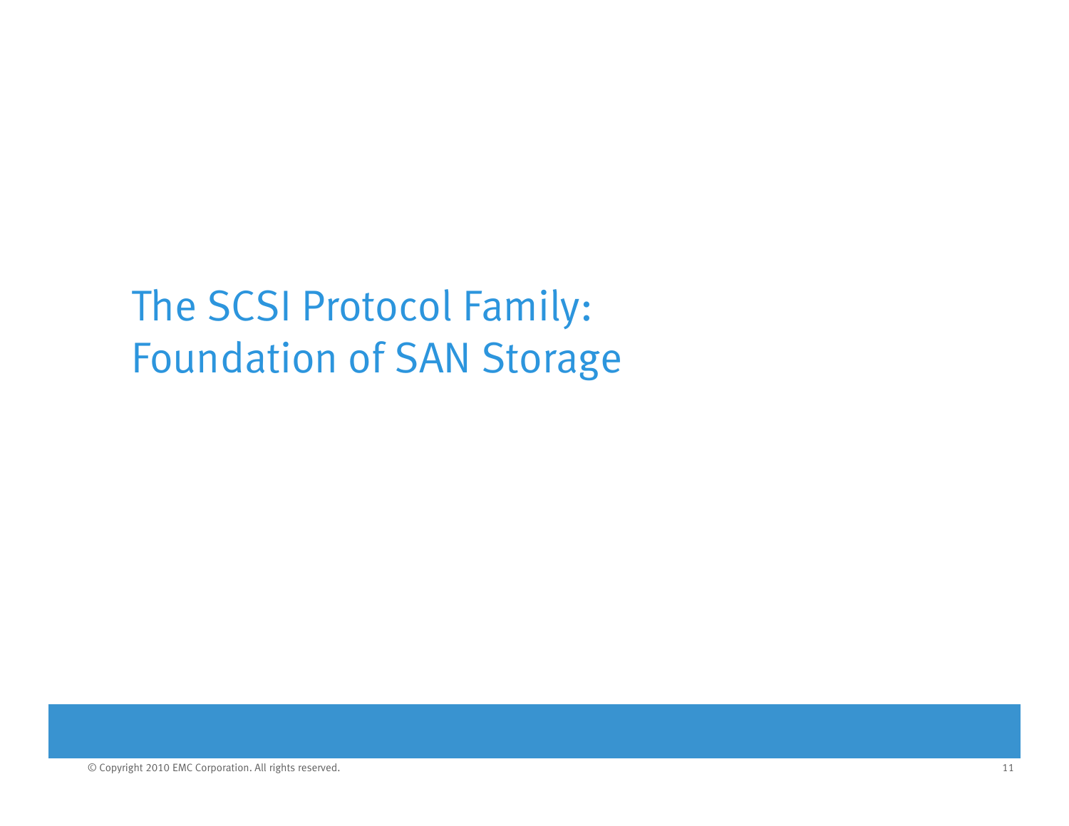# The SCSI Protocol Family: Foundation of SAN Storage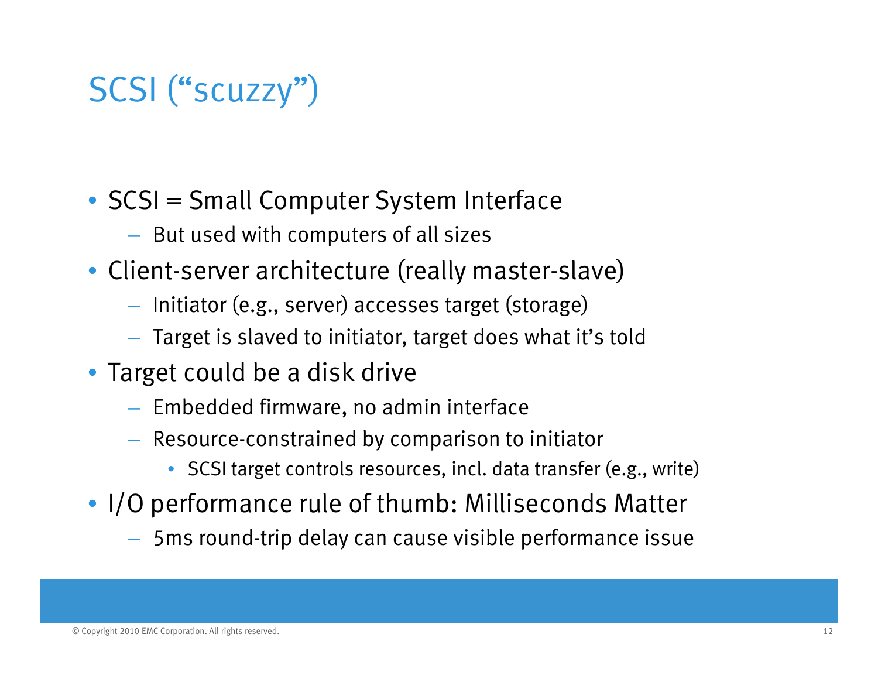# SCSI ("scuzzy")

- SCSI = Small Computer System Interface
  - But used with computers of all sizes
- Client-server architecture (really master-slave)
  - Initiator (e.g., server) accesses target (storage)
  - Target is slaved to initiator, target does what it's told
- Target could be a disk drive
  - Embedded firmware, no admin interface
  - Resource-constrained by comparison to initiator
    - SCSI target controls resources, incl. data transfer (e.g., write)
- I/O performance rule of thumb: Milliseconds Matter
  - 5ms round-trip delay can cause visible performance issue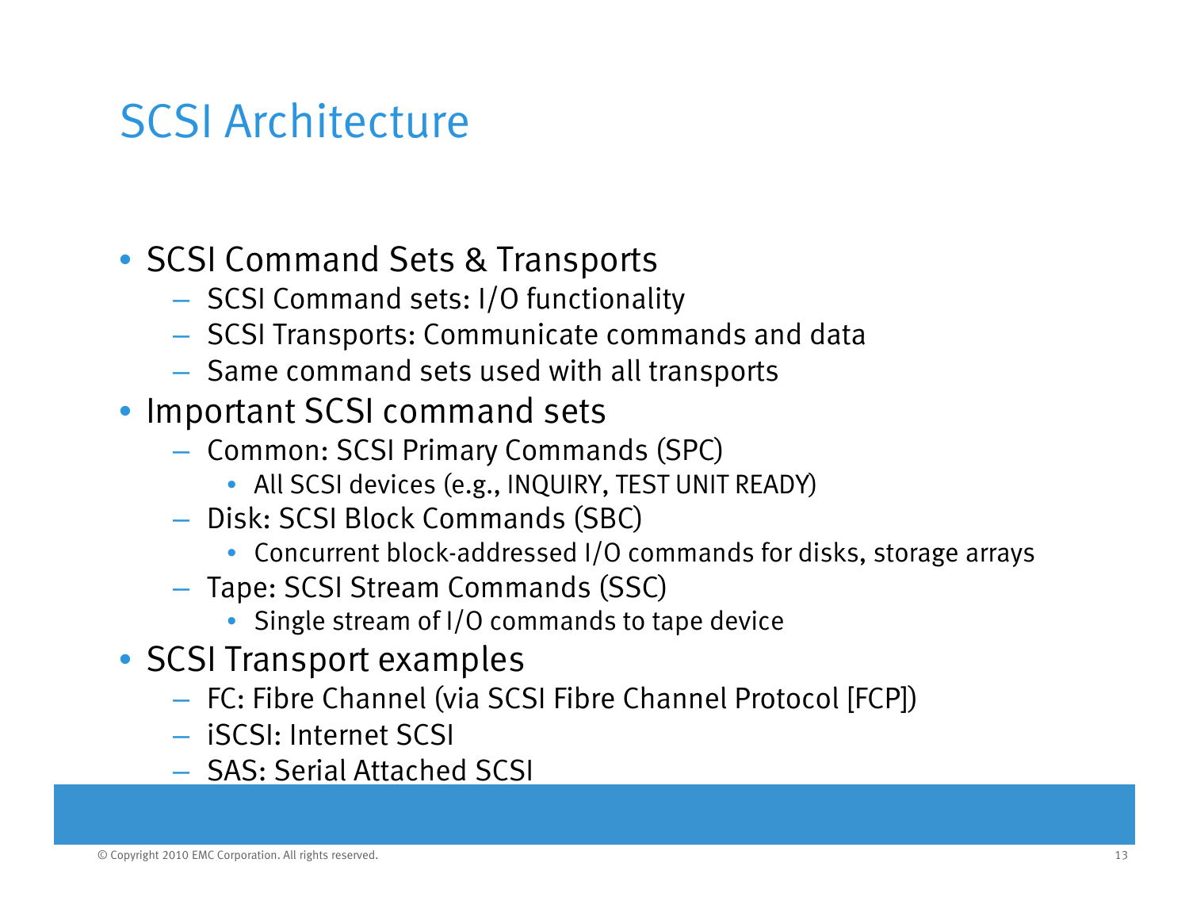# SCSI Architecture

- SCSI Command Sets & Transports
  - SCSI Command sets: I/O functionality
  - SCSI Transports: Communicate commands and data
  - Same command sets used with all transports
- Important SCSI command sets
  - Common: SCSI Primary Commands (SPC)
    - All SCSI devices (e.g., INQUIRY, TEST UNIT READY)
  - Disk: SCSI Block Commands (SBC)
    - Concurrent block-addressed I/O commands for disks, storage arrays
  - Tape: SCSI Stream Commands (SSC)
    - Single stream of I/O commands to tape device
- SCSI Transport examples
  - FC: Fibre Channel (via SCSI Fibre Channel Protocol [FCP])
  - iSCSI: Internet SCSI
  - SAS: Serial Attached SCSI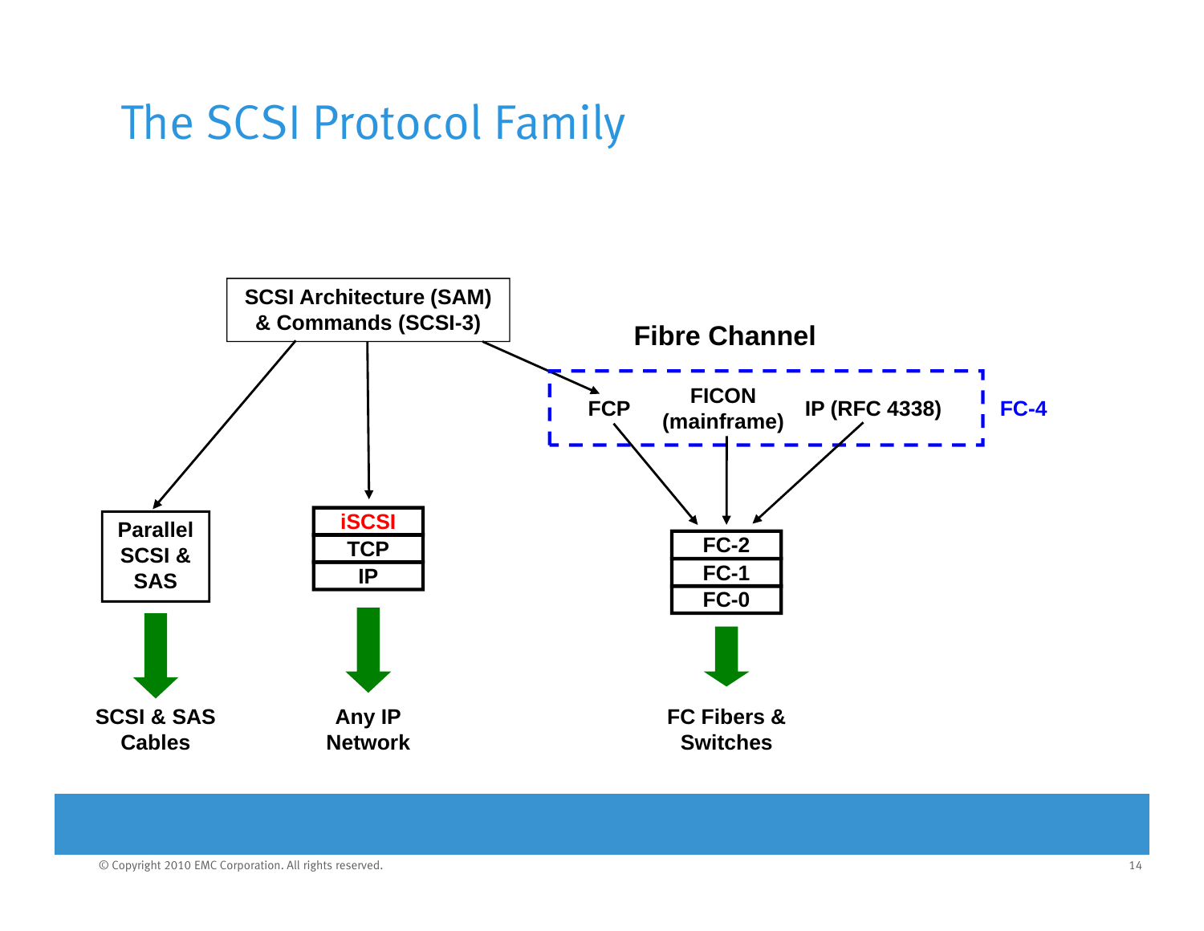# The SCSI Protocol Family

SCSI Architecture (SAM) & Commands (SCSI-3)

Fibre Channel

FCP

FICON (mainframe)

IP (RFC 4338)

FC-4

Parallel SCSI & SAS

iSCSI

TCP

IP

FC-2

FC-1

FC-0

SCSI & SAS Cables

Any IP Network

FC Fibers & Switches

© Copyright 2010 EMC Corporation. All rights reserved.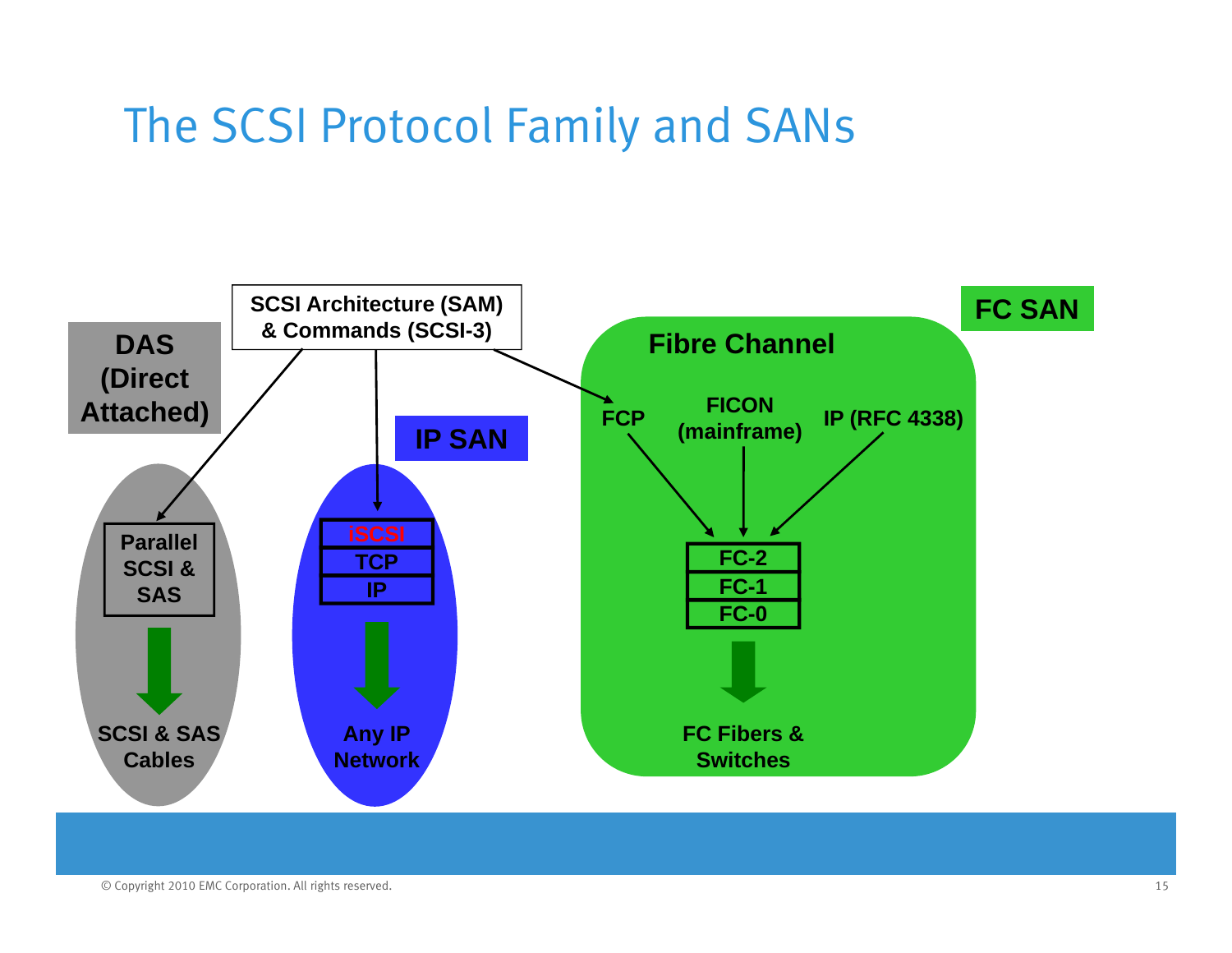# The SCSI Protocol Family and SANs

SCSI Architecture (SAM) & Commands (SCSI-3)

**DAS (Direct Attached)**

- Parallel SCSI & SAS
- SCSI & SAS Cables

**IP SAN**

- iSCSI
- TCP
- IP
- Any IP Network

**FC SAN**

Fibre Channel

- FCP
- FICON (mainframe)
- IP (RFC 4338)
- FC-2
- FC-1
- FC-0
- FC Fibers & Switches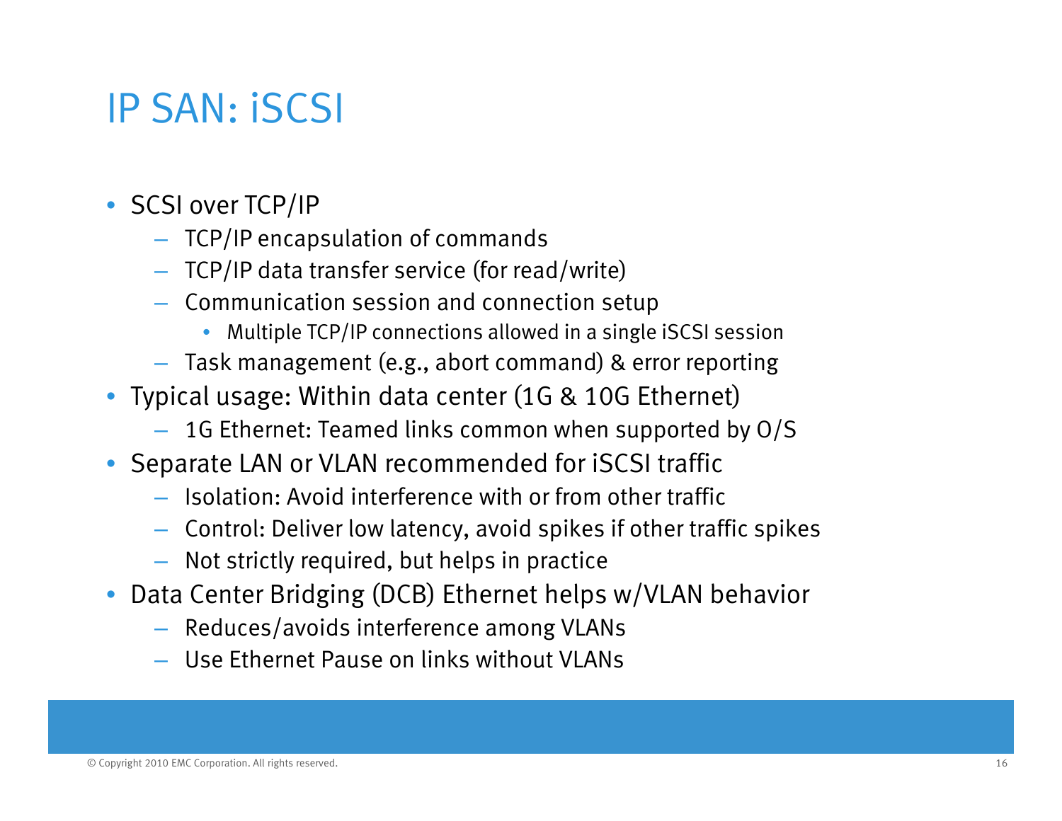# IP SAN: iSCSI

- SCSI over TCP/IP
  - TCP/IP encapsulation of commands
  - TCP/IP data transfer service (for read/write)
  - Communication session and connection setup
    - Multiple TCP/IP connections allowed in a single iSCSI session
  - Task management (e.g., abort command) & error reporting
- Typical usage: Within data center (1G & 10G Ethernet)
  - 1G Ethernet: Teamed links common when supported by O/S
- Separate LAN or VLAN recommended for iSCSI traffic
  - Isolation: Avoid interference with or from other traffic
  - Control: Deliver low latency, avoid spikes if other traffic spikes
  - Not strictly required, but helps in practice
- Data Center Bridging (DCB) Ethernet helps w/VLAN behavior
  - Reduces/avoids interference among VLANs
  - Use Ethernet Pause on links without VLANs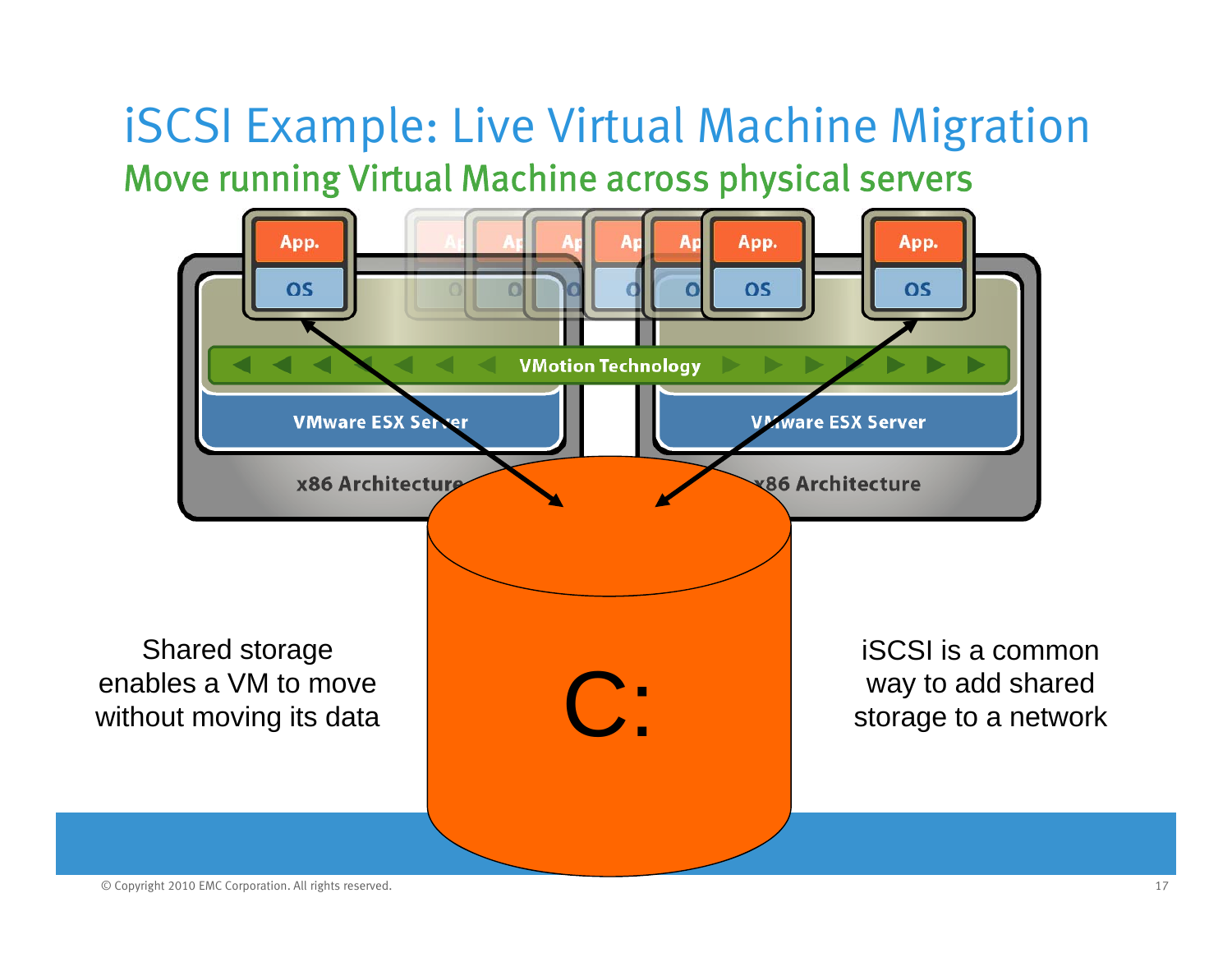# iSCSI Example: Live Virtual Machine Migration

## Move running Virtual Machine across physical servers

Shared storage enables a VM to move without moving its data

iSCSI is a common way to add shared storage to a network

© Copyright 2010 EMC Corporation. All rights reserved.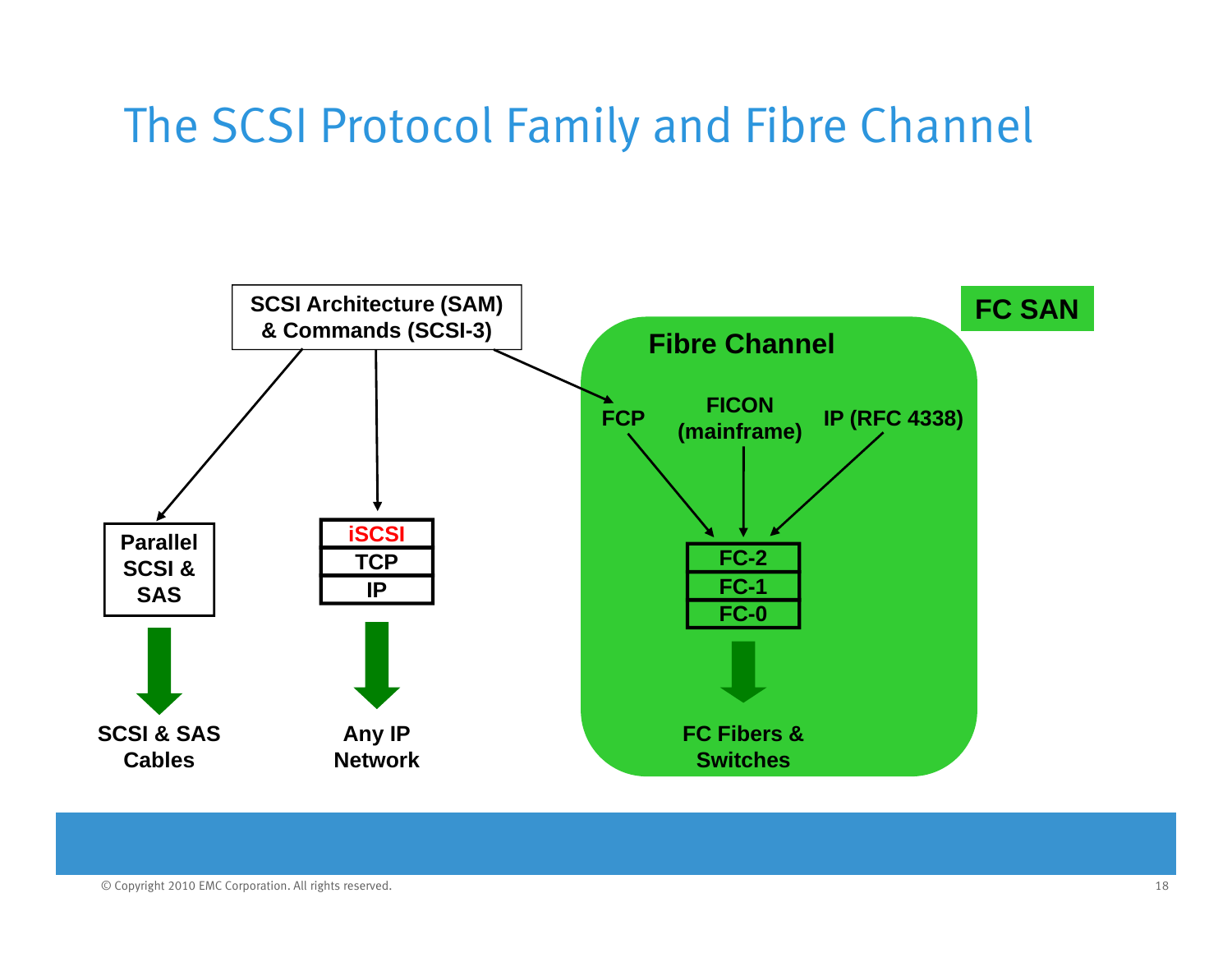# The SCSI Protocol Family and Fibre Channel

**SCSI Architecture (SAM) & Commands (SCSI-3)**

**Parallel SCSI & SAS**

**SCSI & SAS Cables**

**iSCSI**
**TCP**
**IP**

**Any IP Network**

**FC SAN**

**Fibre Channel**

**FCP** | **FICON (mainframe)** | **IP (RFC 4338)**

**FC-2**
**FC-1**
**FC-0**

**FC Fibers & Switches**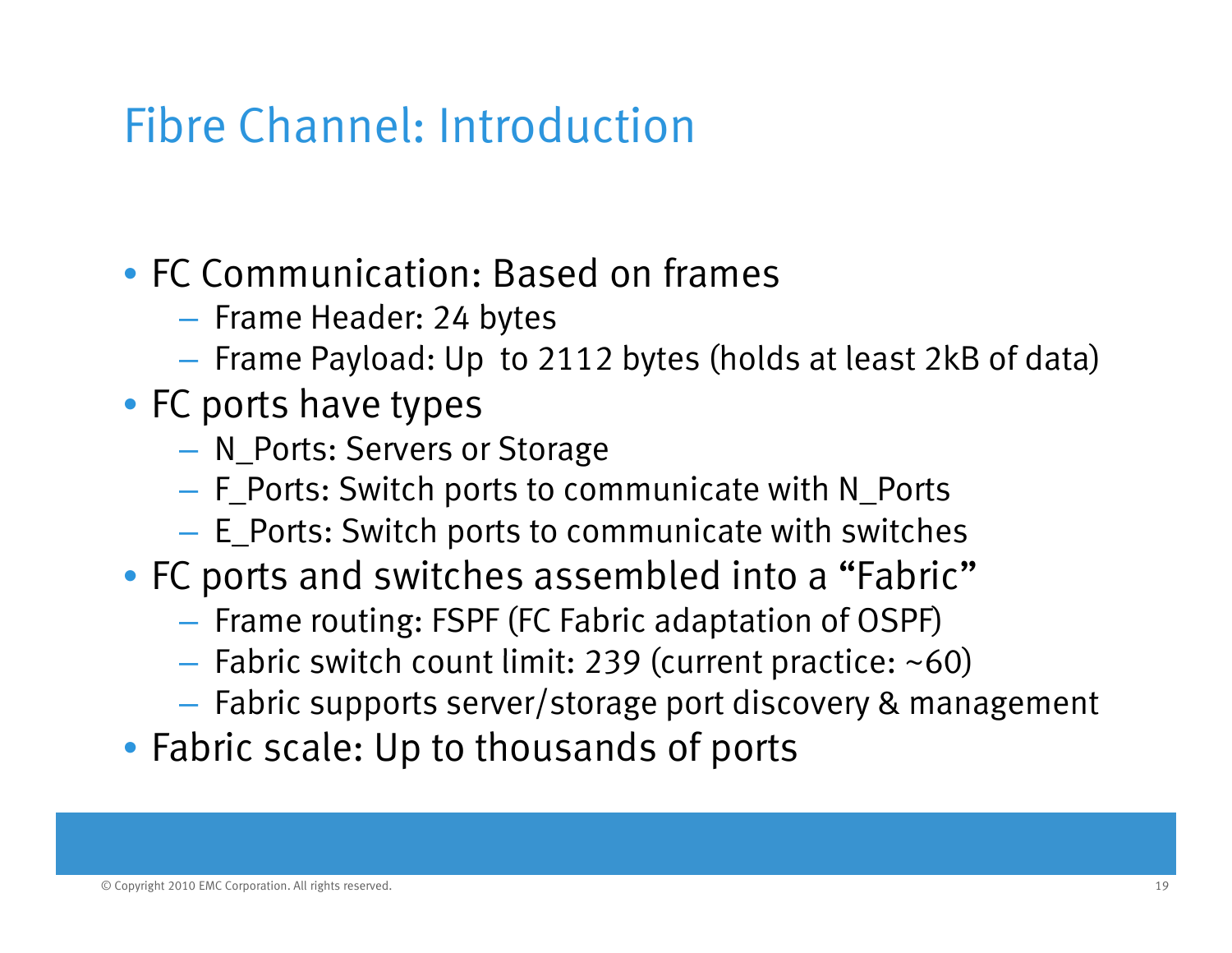# Fibre Channel: Introduction

- FC Communication: Based on frames
  - Frame Header: 24 bytes
  - Frame Payload: Up to 2112 bytes (holds at least 2kB of data)
- FC ports have types
  - N_Ports: Servers or Storage
  - F_Ports: Switch ports to communicate with N_Ports
  - E_Ports: Switch ports to communicate with switches
- FC ports and switches assembled into a "Fabric"
  - Frame routing: FSPF (FC Fabric adaptation of OSPF)
  - Fabric switch count limit: 239 (current practice: ~60)
  - Fabric supports server/storage port discovery & management
- Fabric scale: Up to thousands of ports

© Copyright 2010 EMC Corporation. All rights reserved.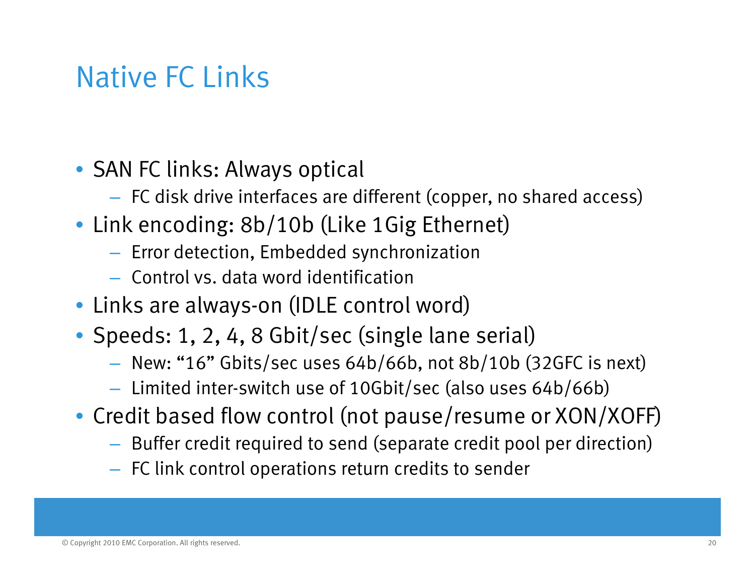# Native FC Links

- SAN FC links: Always optical
  - FC disk drive interfaces are different (copper, no shared access)
- Link encoding: 8b/10b (Like 1Gig Ethernet)
  - Error detection, Embedded synchronization
  - Control vs. data word identification
- Links are always-on (IDLE control word)
- Speeds: 1, 2, 4, 8 Gbit/sec (single lane serial)
  - New: "16" Gbits/sec uses 64b/66b, not 8b/10b (32GFC is next)
  - Limited inter-switch use of 10Gbit/sec (also uses 64b/66b)
- Credit based flow control (not pause/resume or XON/XOFF)
  - Buffer credit required to send (separate credit pool per direction)
  - FC link control operations return credits to sender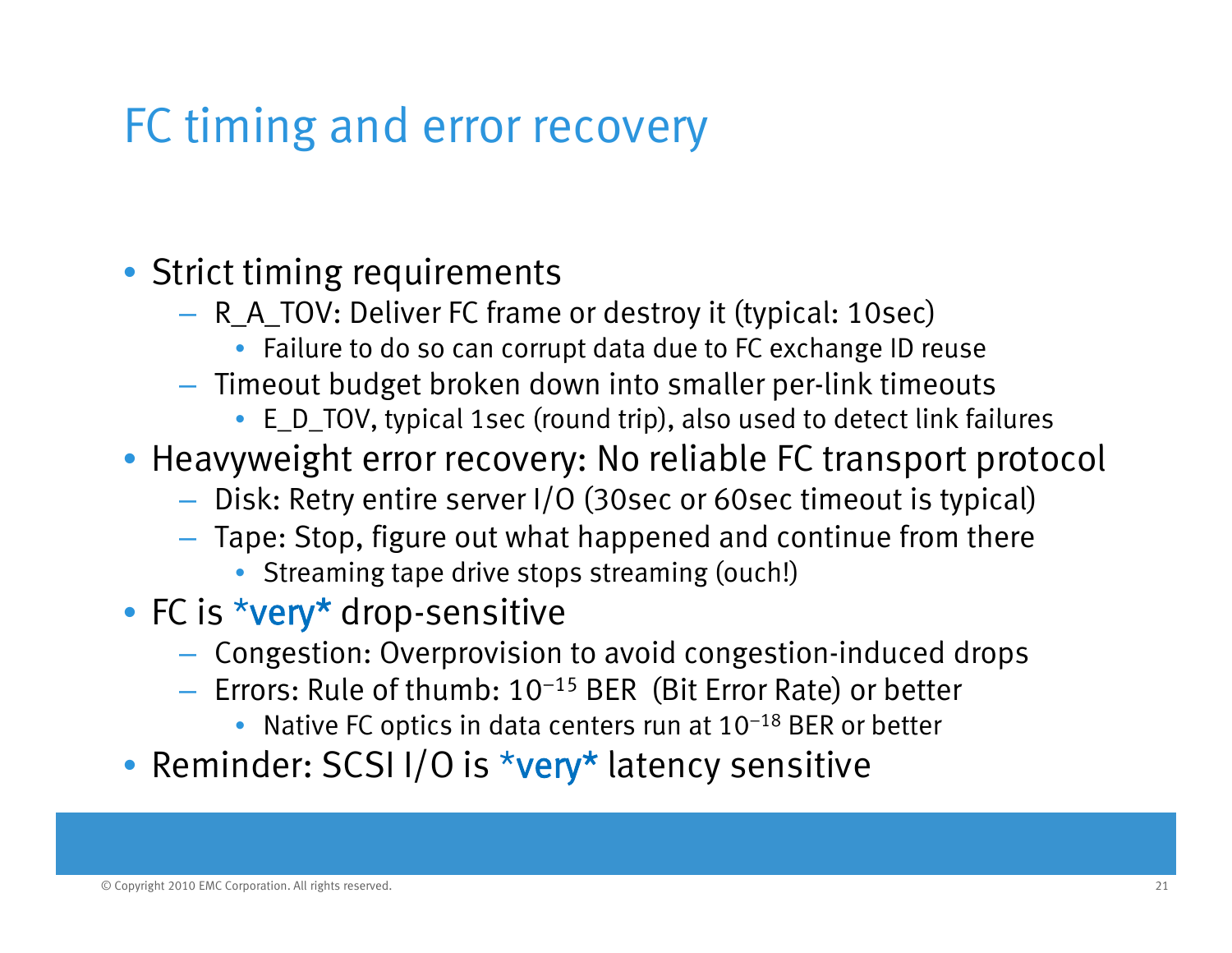# FC timing and error recovery

- Strict timing requirements
  - R_A_TOV: Deliver FC frame or destroy it (typical: 10sec)
    - Failure to do so can corrupt data due to FC exchange ID reuse
  - Timeout budget broken down into smaller per-link timeouts
    - E_D_TOV, typical 1sec (round trip), also used to detect link failures
- Heavyweight error recovery: No reliable FC transport protocol
  - Disk: Retry entire server I/O (30sec or 60sec timeout is typical)
  - Tape: Stop, figure out what happened and continue from there
    - Streaming tape drive stops streaming (ouch!)
- FC is *very* drop-sensitive
  - Congestion: Overprovision to avoid congestion-induced drops
  - Errors: Rule of thumb: $10^{-15}$ BER (Bit Error Rate) or better
    - Native FC optics in data centers run at $10^{-18}$ BER or better
- Reminder: SCSI I/O is *very* latency sensitive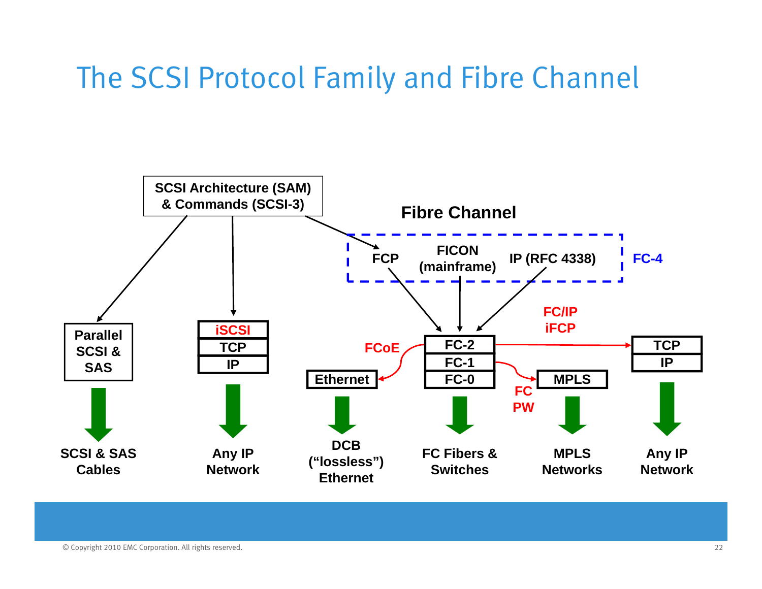# The SCSI Protocol Family and Fibre Channel

SCSI Architecture (SAM) & Commands (SCSI-3)

Fibre Channel

FCP | FICON (mainframe) | IP (RFC 4338) — FC-4

Parallel SCSI & SAS → SCSI & SAS Cables

iSCSI / TCP / IP → Any IP Network

FCoE → Ethernet → DCB ("lossless") Ethernet

FC-2 / FC-1 / FC-0 → FC Fibers & Switches

FC PW → MPLS → MPLS Networks

FC/IP iFCP → TCP / IP → Any IP Network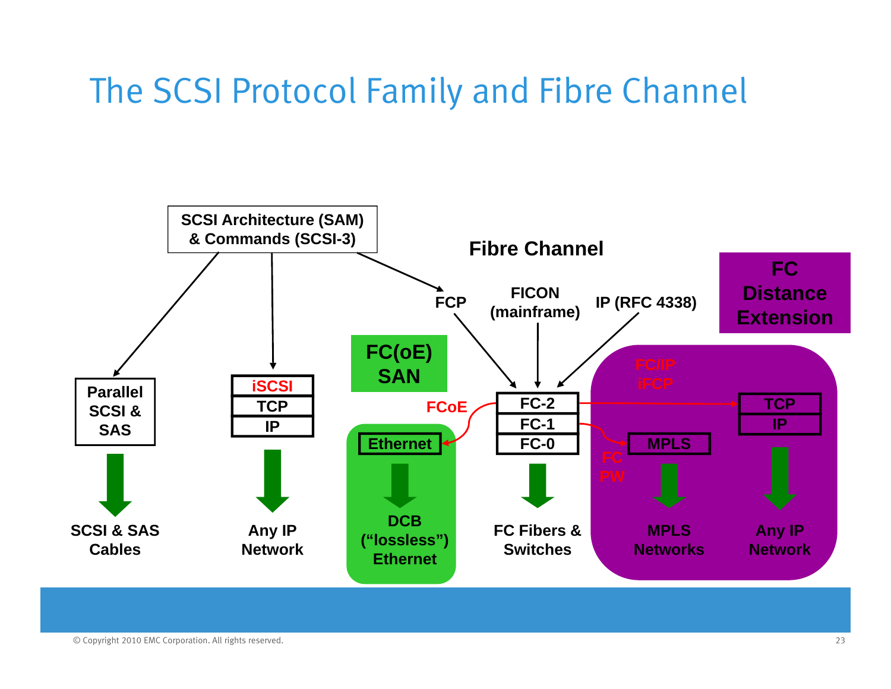# The SCSI Protocol Family and Fibre Channel

SCSI Architecture (SAM) & Commands (SCSI-3)

Fibre Channel

FCP

FICON (mainframe)

IP (RFC 4338)

FC Distance Extension

FC(oE) SAN

Parallel SCSI & SAS

iSCSI

TCP

IP

FCoE

Ethernet

FC-2

FC-1

FC-0

FC/IP iFCP

TCP

IP

MPLS

FC PW

SCSI & SAS Cables

Any IP Network

DCB ("lossless") Ethernet

FC Fibers & Switches

MPLS Networks

Any IP Network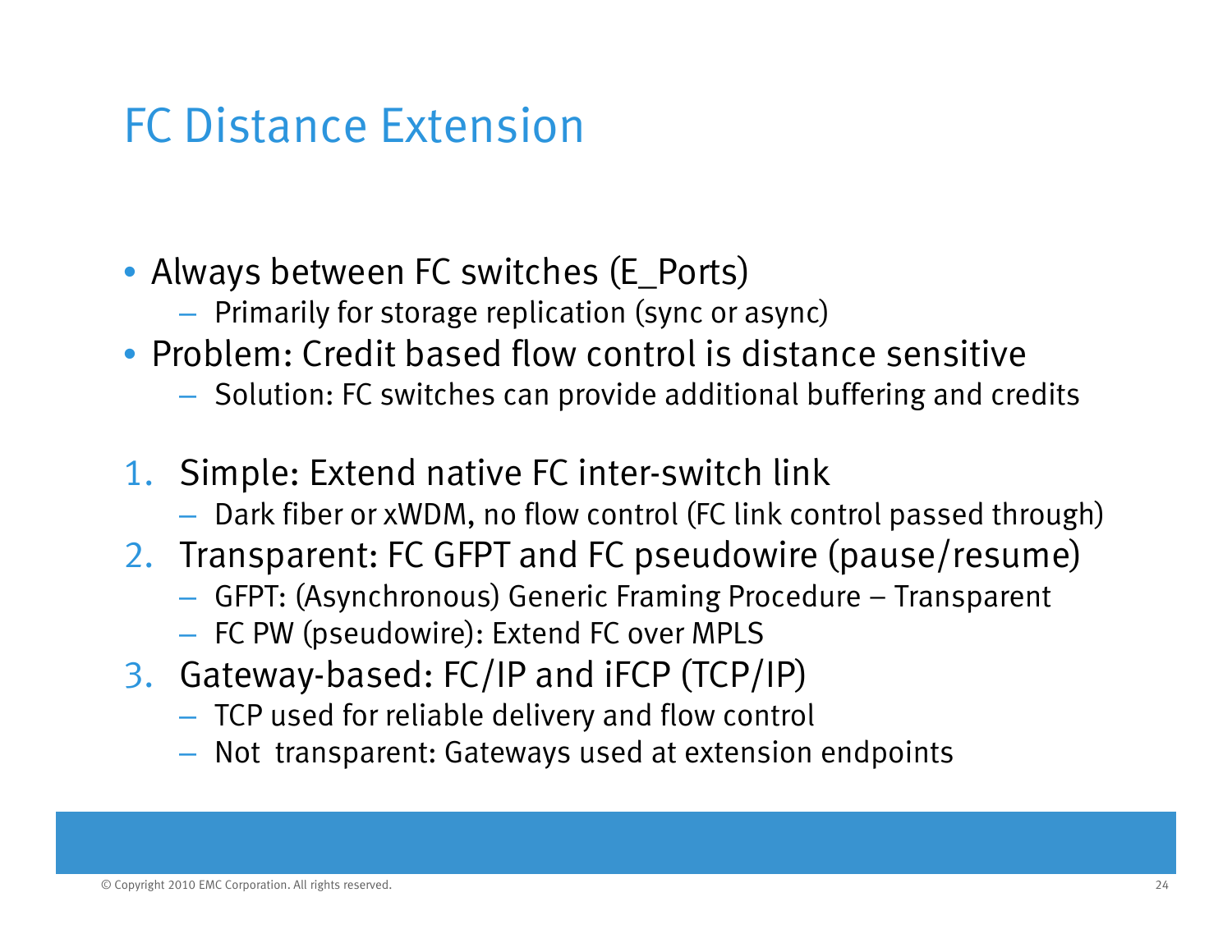# FC Distance Extension

- Always between FC switches (E_Ports)
  - Primarily for storage replication (sync or async)
- Problem: Credit based flow control is distance sensitive
  - Solution: FC switches can provide additional buffering and credits

1. Simple: Extend native FC inter-switch link
   - Dark fiber or xWDM, no flow control (FC link control passed through)
2. Transparent: FC GFPT and FC pseudowire (pause/resume)
   - GFPT: (Asynchronous) Generic Framing Procedure – Transparent
   - FC PW (pseudowire): Extend FC over MPLS
3. Gateway-based: FC/IP and iFCP (TCP/IP)
   - TCP used for reliable delivery and flow control
   - Not transparent: Gateways used at extension endpoints

© Copyright 2010 EMC Corporation. All rights reserved.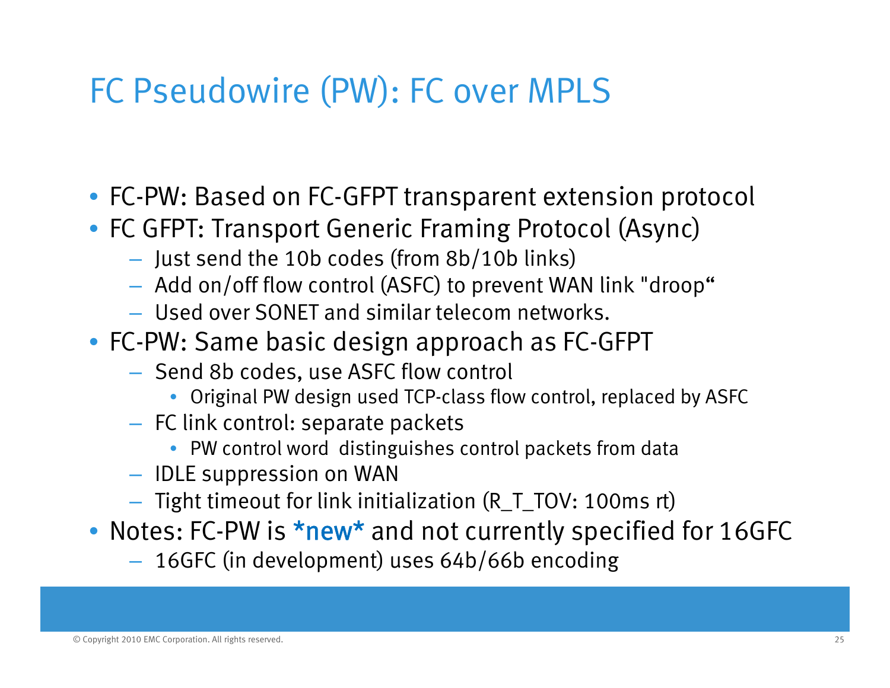# FC Pseudowire (PW): FC over MPLS

- FC-PW: Based on FC-GFPT transparent extension protocol
- FC GFPT: Transport Generic Framing Protocol (Async)
  - Just send the 10b codes (from 8b/10b links)
  - Add on/off flow control (ASFC) to prevent WAN link "droop"
  - Used over SONET and similar telecom networks.
- FC-PW: Same basic design approach as FC-GFPT
  - Send 8b codes, use ASFC flow control
    - Original PW design used TCP-class flow control, replaced by ASFC
  - FC link control: separate packets
    - PW control word distinguishes control packets from data
  - IDLE suppression on WAN
  - Tight timeout for link initialization (R_T_TOV: 100ms rt)
- Notes: FC-PW is *new* and not currently specified for 16GFC
  - 16GFC (in development) uses 64b/66b encoding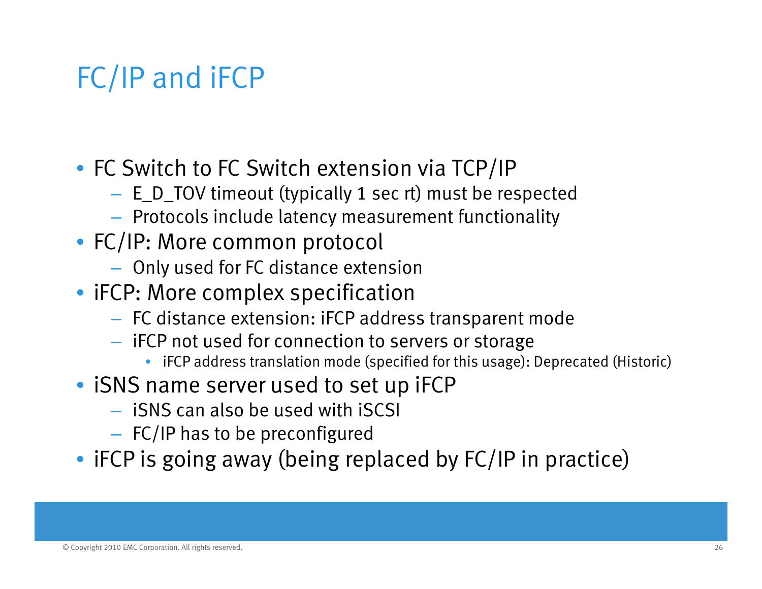# FC/IP and iFCP

- FC Switch to FC Switch extension via TCP/IP
  - E_D_TOV timeout (typically 1 sec rt) must be respected
  - Protocols include latency measurement functionality
- FC/IP: More common protocol
  - Only used for FC distance extension
- iFCP: More complex specification
  - FC distance extension: iFCP address transparent mode
  - iFCP not used for connection to servers or storage
    - iFCP address translation mode (specified for this usage): Deprecated (Historic)
- iSNS name server used to set up iFCP
  - iSNS can also be used with iSCSI
  - FC/IP has to be preconfigured
- iFCP is going away (being replaced by FC/IP in practice)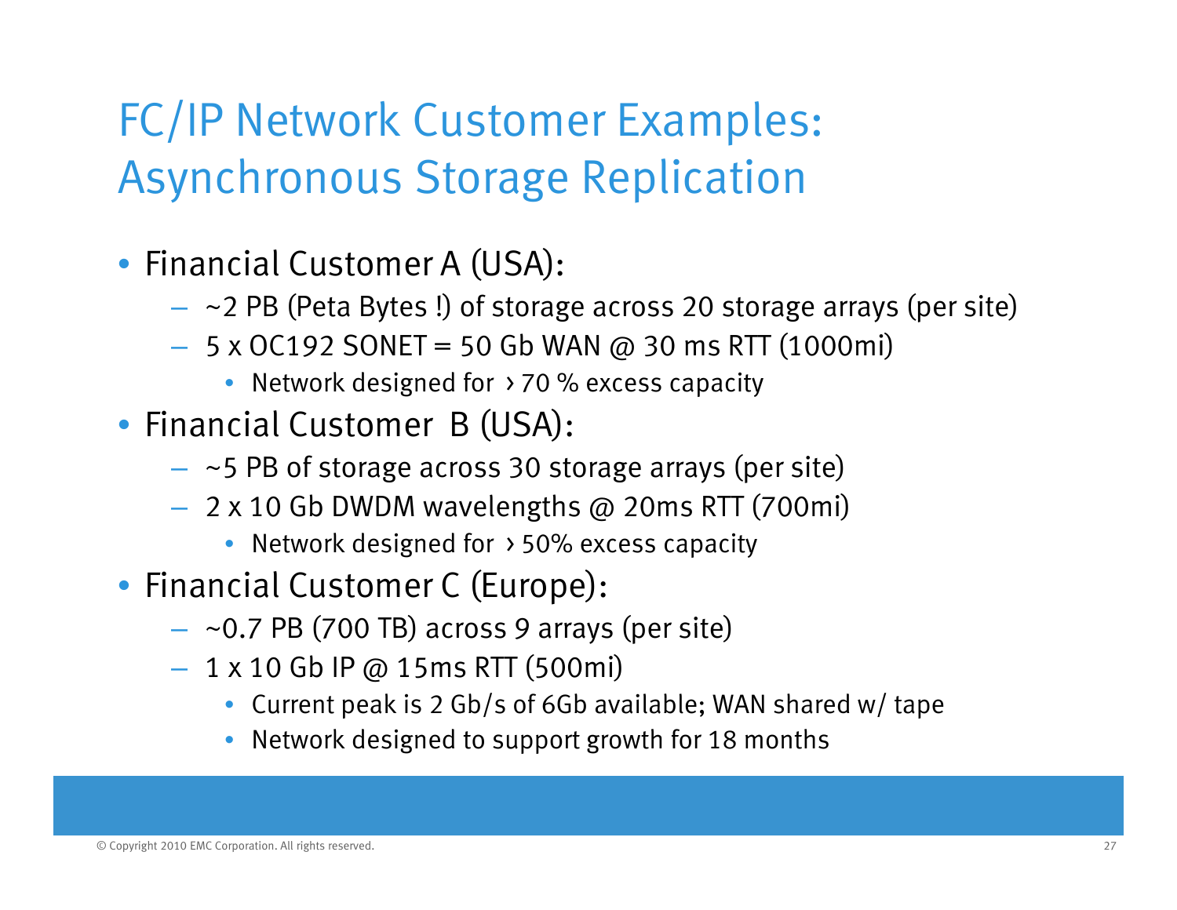# FC/IP Network Customer Examples: Asynchronous Storage Replication

- Financial Customer A (USA):
  - ~2 PB (Peta Bytes !) of storage across 20 storage arrays (per site)
  - 5 x OC192 SONET = 50 Gb WAN @ 30 ms RTT (1000mi)
    - Network designed for › 70 % excess capacity
- Financial Customer B (USA):
  - ~5 PB of storage across 30 storage arrays (per site)
  - 2 x 10 Gb DWDM wavelengths @ 20ms RTT (700mi)
    - Network designed for › 50% excess capacity
- Financial Customer C (Europe):
  - ~0.7 PB (700 TB) across 9 arrays (per site)
  - 1 x 10 Gb IP @ 15ms RTT (500mi)
    - Current peak is 2 Gb/s of 6Gb available; WAN shared w/ tape
    - Network designed to support growth for 18 months

© Copyright 2010 EMC Corporation. All rights reserved.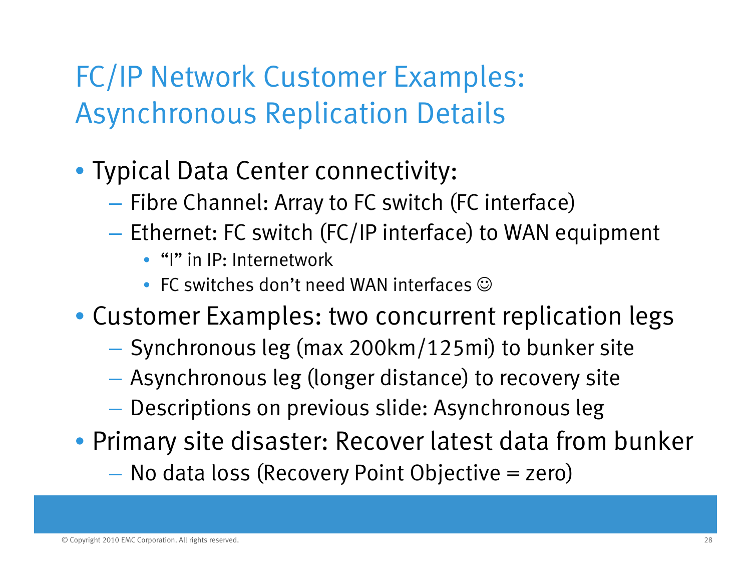# FC/IP Network Customer Examples: Asynchronous Replication Details

- Typical Data Center connectivity:
  - Fibre Channel: Array to FC switch (FC interface)
  - Ethernet: FC switch (FC/IP interface) to WAN equipment
    - "I" in IP: Internetwork
    - FC switches don't need WAN interfaces ☺
- Customer Examples: two concurrent replication legs
  - Synchronous leg (max 200km/125mi) to bunker site
  - Asynchronous leg (longer distance) to recovery site
  - Descriptions on previous slide: Asynchronous leg
- Primary site disaster: Recover latest data from bunker
  - No data loss (Recovery Point Objective = zero)

© Copyright 2010 EMC Corporation. All rights reserved.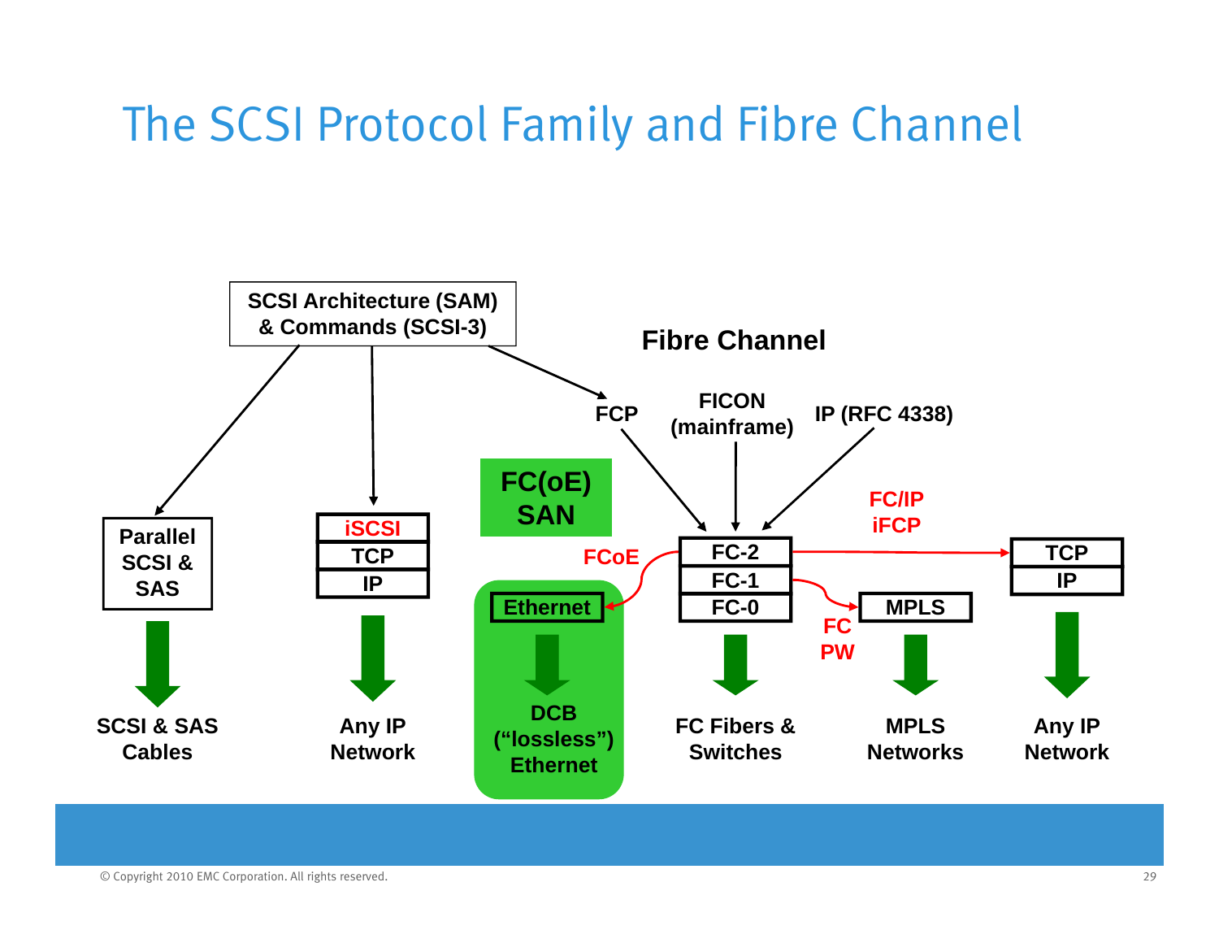# The SCSI Protocol Family and Fibre Channel

SCSI Architecture (SAM) & Commands (SCSI-3)

Fibre Channel

FCP

FICON (mainframe)

IP (RFC 4338)

FC(oE) SAN

FC/IP iFCP

Parallel SCSI & SAS

iSCSI

TCP

IP

FCoE

FC-2

FC-1

FC-0

TCP

IP

Ethernet

MPLS

FC PW

SCSI & SAS Cables

Any IP Network

DCB (“lossless”) Ethernet

FC Fibers & Switches

MPLS Networks

Any IP Network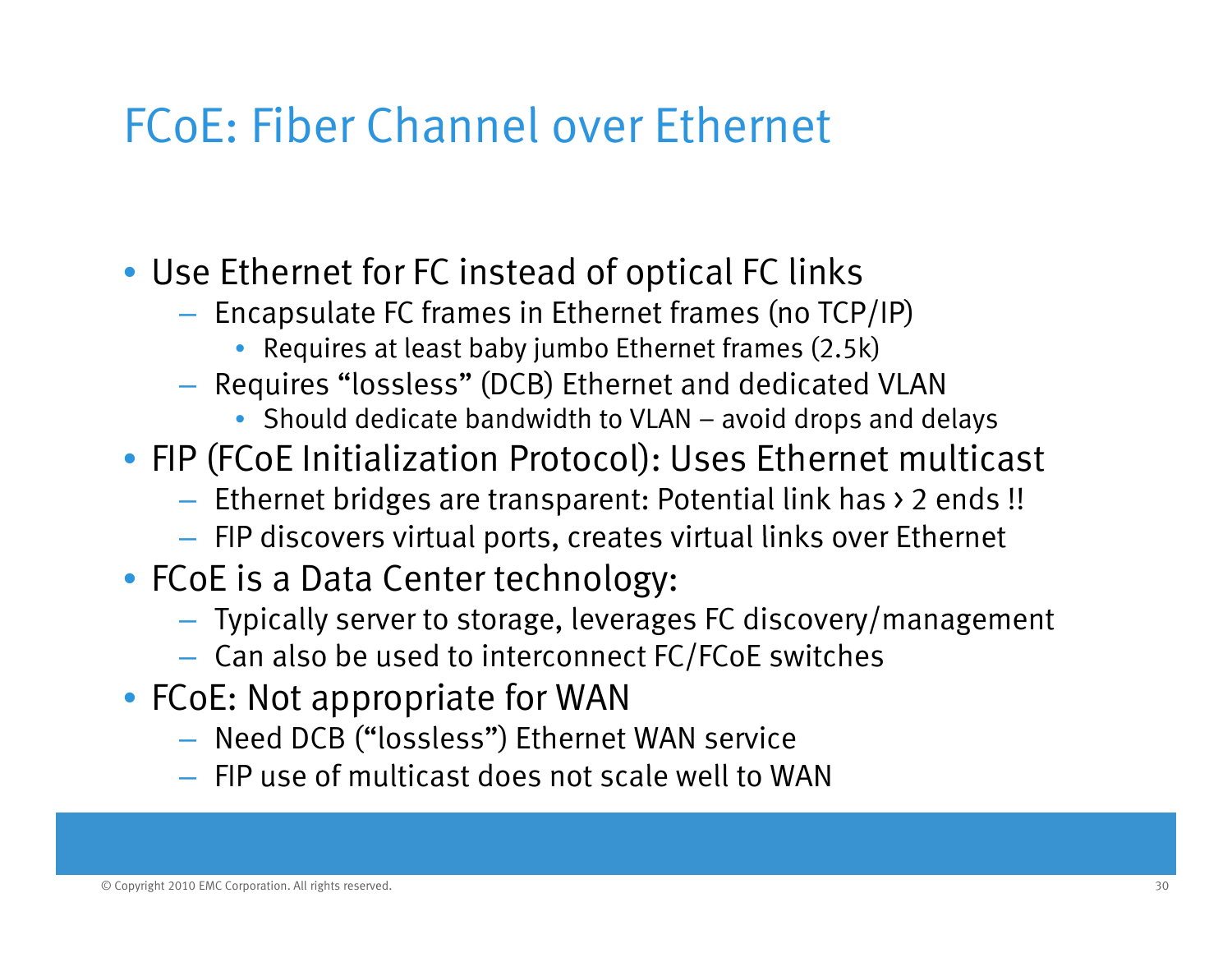# FCoE: Fiber Channel over Ethernet

- Use Ethernet for FC instead of optical FC links
  - Encapsulate FC frames in Ethernet frames (no TCP/IP)
    - Requires at least baby jumbo Ethernet frames (2.5k)
  - Requires "lossless" (DCB) Ethernet and dedicated VLAN
    - Should dedicate bandwidth to VLAN – avoid drops and delays
- FIP (FCoE Initialization Protocol): Uses Ethernet multicast
  - Ethernet bridges are transparent: Potential link has > 2 ends !!
  - FIP discovers virtual ports, creates virtual links over Ethernet
- FCoE is a Data Center technology:
  - Typically server to storage, leverages FC discovery/management
  - Can also be used to interconnect FC/FCoE switches
- FCoE: Not appropriate for WAN
  - Need DCB ("lossless") Ethernet WAN service
  - FIP use of multicast does not scale well to WAN

© Copyright 2010 EMC Corporation. All rights reserved.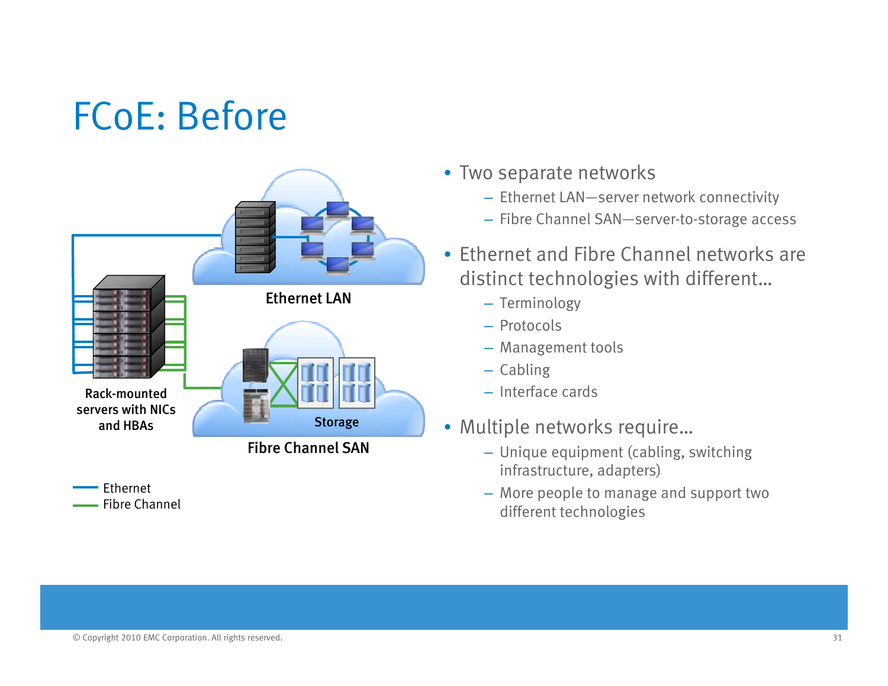# FCoE: Before

Ethernet LAN

Rack-mounted servers with NICs and HBAs

Storage

Fibre Channel SAN

Ethernet
Fibre Channel

- Two separate networks
  - Ethernet LAN—server network connectivity
  - Fibre Channel SAN—server-to-storage access
- Ethernet and Fibre Channel networks are distinct technologies with different…
  - Terminology
  - Protocols
  - Management tools
  - Cabling
  - Interface cards
- Multiple networks require…
  - Unique equipment (cabling, switching infrastructure, adapters)
  - More people to manage and support two different technologies

© Copyright 2010 EMC Corporation. All rights reserved.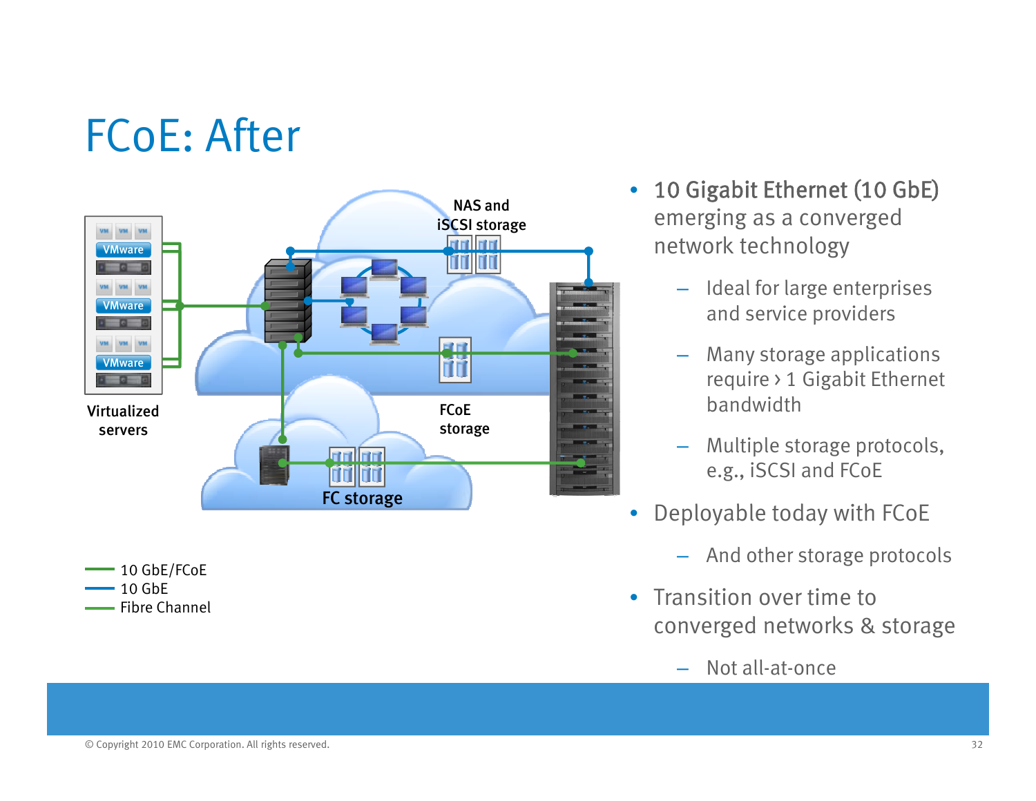# FCoE: After

Virtualized servers

NAS and iSCSI storage

FCoE storage

FC storage

- 10 GbE/FCoE
- 10 GbE
- Fibre Channel

- 10 Gigabit Ethernet (10 GbE) emerging as a converged network technology
  - Ideal for large enterprises and service providers
  - Many storage applications require › 1 Gigabit Ethernet bandwidth
  - Multiple storage protocols, e.g., iSCSI and FCoE
- Deployable today with FCoE
  - And other storage protocols
- Transition over time to converged networks & storage
  - Not all-at-once

© Copyright 2010 EMC Corporation. All rights reserved.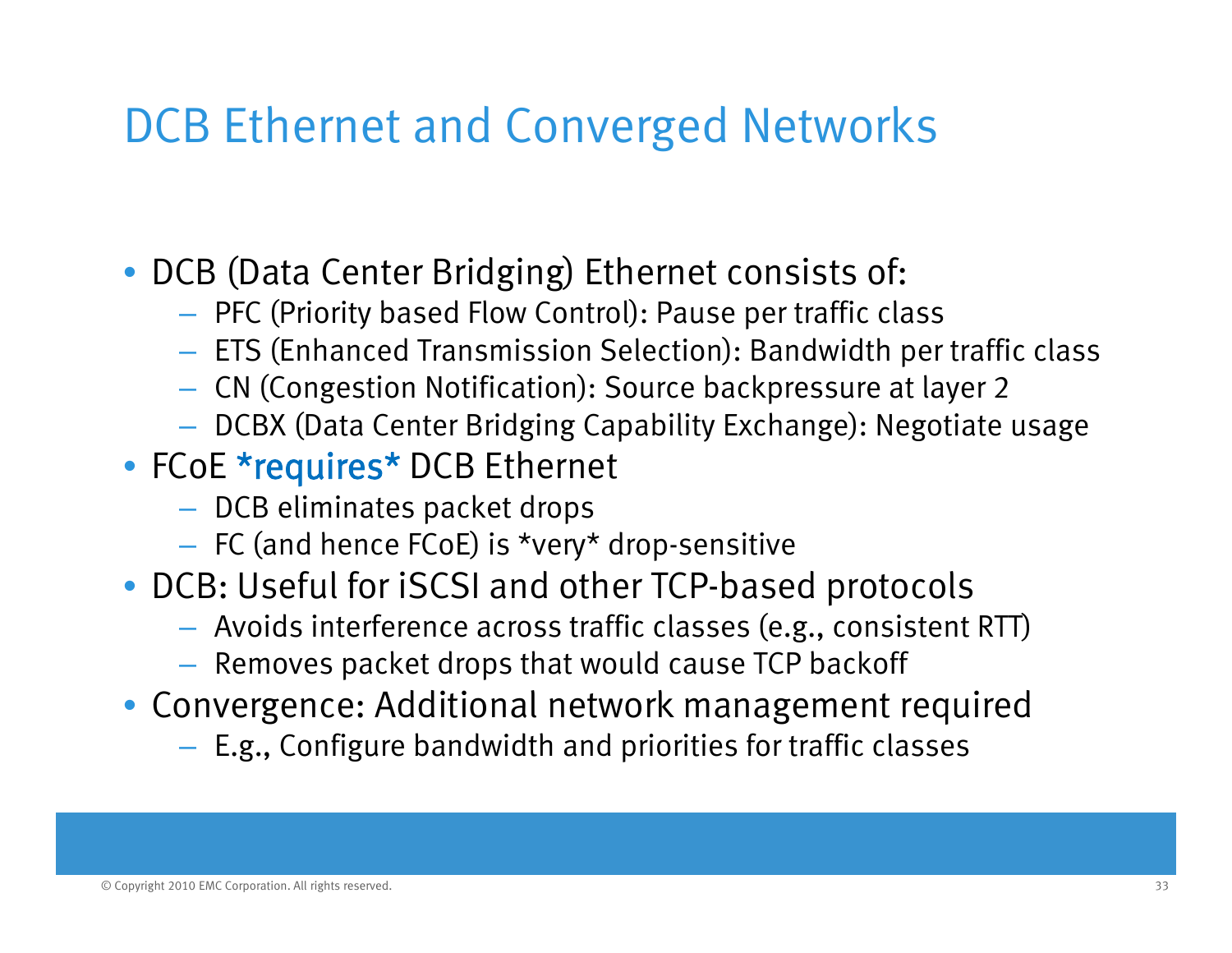# DCB Ethernet and Converged Networks

- DCB (Data Center Bridging) Ethernet consists of:
  - PFC (Priority based Flow Control): Pause per traffic class
  - ETS (Enhanced Transmission Selection): Bandwidth per traffic class
  - CN (Congestion Notification): Source backpressure at layer 2
  - DCBX (Data Center Bridging Capability Exchange): Negotiate usage
- FCoE *requires* DCB Ethernet
  - DCB eliminates packet drops
  - FC (and hence FCoE) is *very* drop-sensitive
- DCB: Useful for iSCSI and other TCP-based protocols
  - Avoids interference across traffic classes (e.g., consistent RTT)
  - Removes packet drops that would cause TCP backoff
- Convergence: Additional network management required
  - E.g., Configure bandwidth and priorities for traffic classes

© Copyright 2010 EMC Corporation. All rights reserved.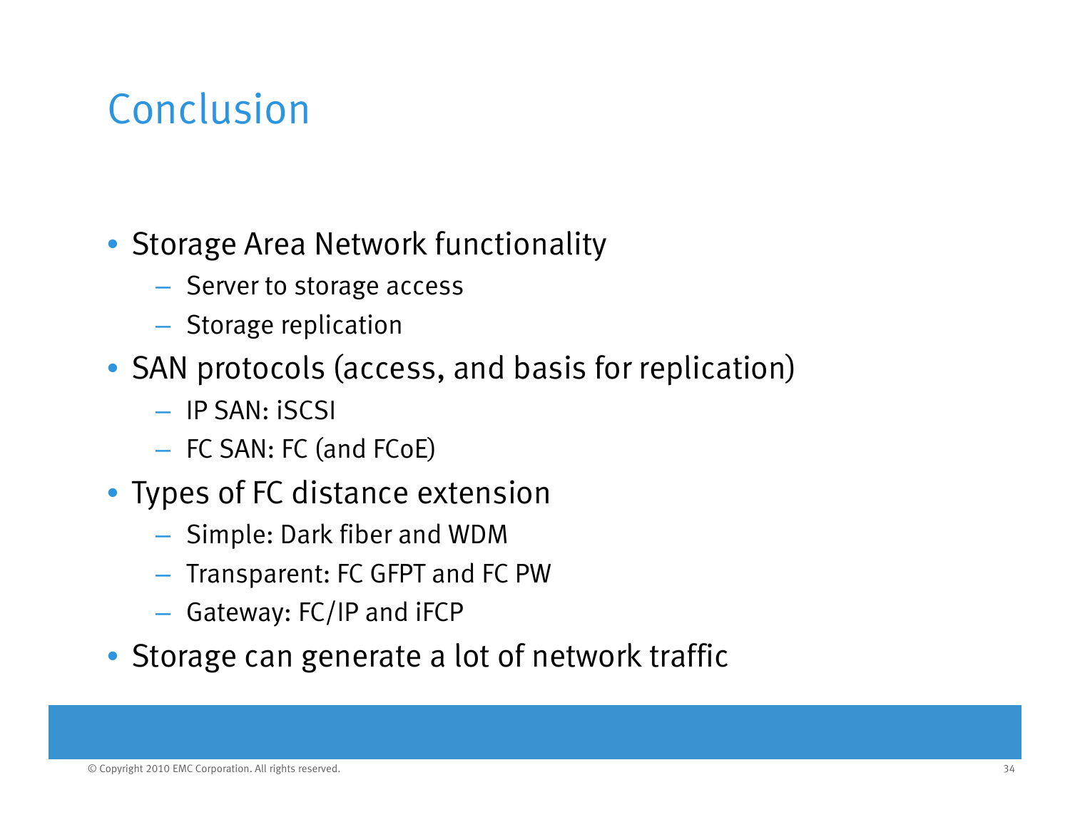# Conclusion

- Storage Area Network functionality
  - Server to storage access
  - Storage replication
- SAN protocols (access, and basis for replication)
  - IP SAN: iSCSI
  - FC SAN: FC (and FCoE)
- Types of FC distance extension
  - Simple: Dark fiber and WDM
  - Transparent: FC GFPT and FC PW
  - Gateway: FC/IP and iFCP
- Storage can generate a lot of network traffic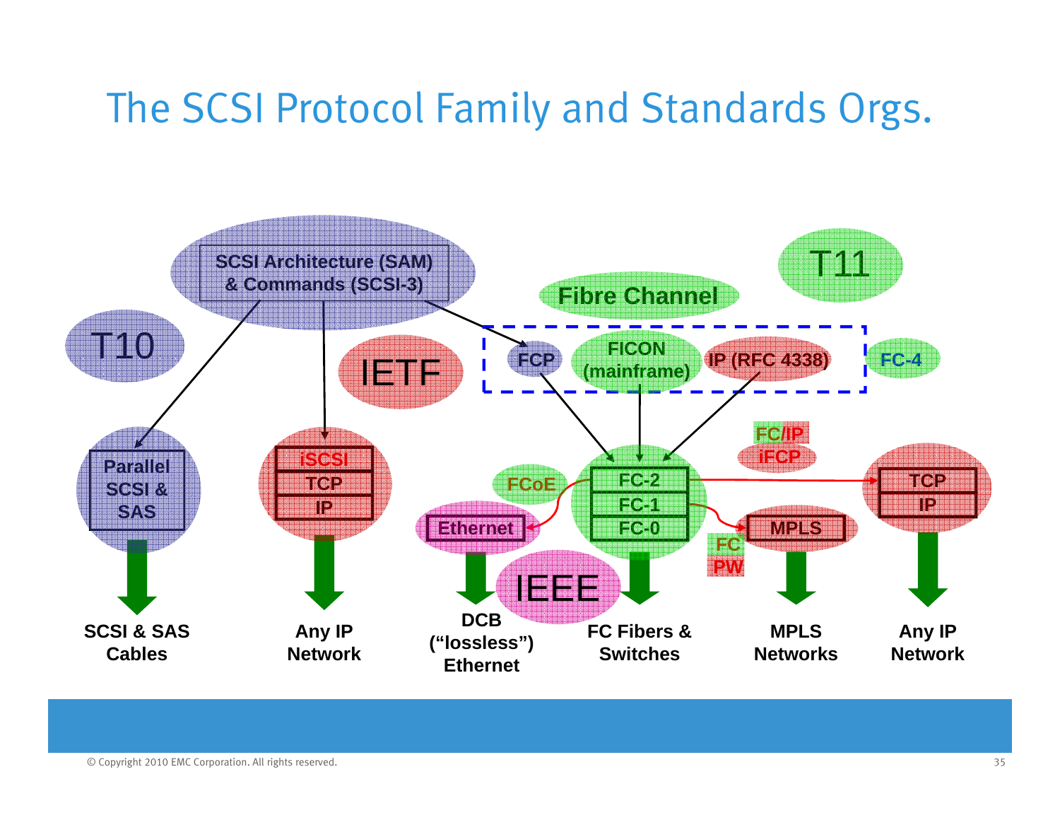# The SCSI Protocol Family and Standards Orgs.

SCSI Architecture (SAM) & Commands (SCSI-3)

T10

IETF

Fibre Channel

T11

FCP

FICON (mainframe)

IP (RFC 4338)

FC-4

Parallel SCSI & SAS

iSCSI

TCP

IP

FC/IP

iFCP

FCoE

FC-2

FC-1

FC-0

Ethernet

MPLS

TCP

IP

FC PW

IEEE

SCSI & SAS Cables

Any IP Network

DCB (“lossless”) Ethernet

FC Fibers & Switches

MPLS Networks

Any IP Network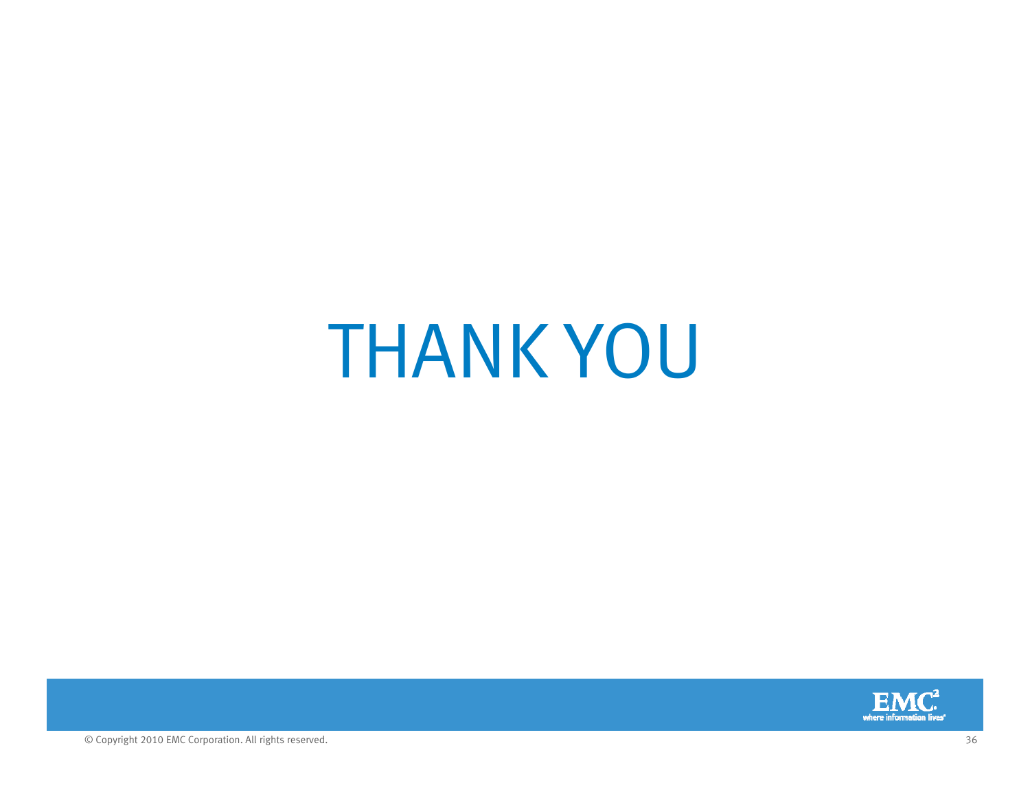# THANK YOU